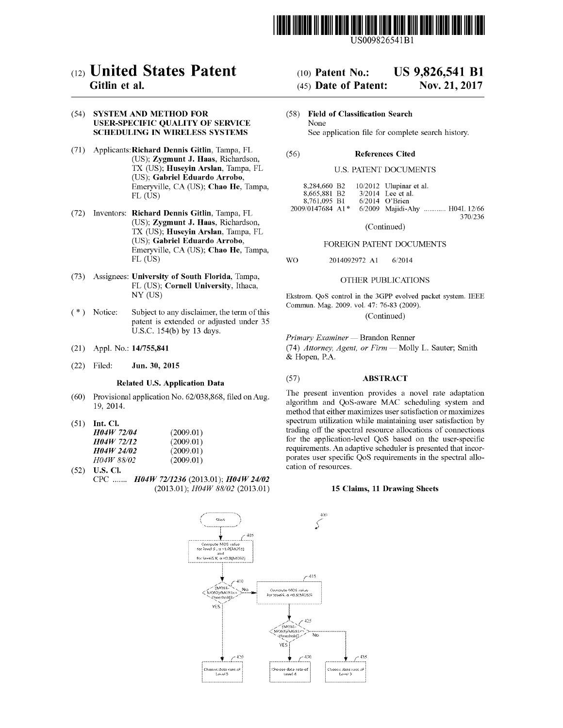US009826541B1

# (12) United States Patent
**Gitlin et al.**

(10) **Patent No.: US 9,826,541 B1**

(45) **Date of Patent: Nov. 21, 2017**

(54) **SYSTEM AND METHOD FOR USER-SPECIFIC QUALITY OF SERVICE SCHEDULING IN WIRELESS SYSTEMS**

(71) Applicants: **Richard Dennis Gitlin**, Tampa, FL (US); **Zygmunt J. Haas**, Richardson, TX (US); **Huseyin Arslan**, Tampa, FL (US); **Gabriel Eduardo Arrobo**, Emeryville, CA (US); **Chao He**, Tampa, FL (US)

(72) Inventors: **Richard Dennis Gitlin**, Tampa, FL (US); **Zygmunt J. Haas**, Richardson, TX (US); **Huseyin Arslan**, Tampa, FL (US); **Gabriel Eduardo Arrobo**, Emeryville, CA (US); **Chao He**, Tampa, FL (US)

(73) Assignees: **University of South Florida**, Tampa, FL (US); **Cornell University**, Ithaca, NY (US)

( * ) Notice: Subject to any disclaimer, the term of this patent is extended or adjusted under 35 U.S.C. 154(b) by 13 days.

(21) Appl. No.: **14/755,841**

(22) Filed: **Jun. 30, 2015**

### Related U.S. Application Data

(60) Provisional application No. 62/038,868, filed on Aug. 19, 2014.

(51) **Int. Cl.**

| | |
|---|---|
| ***H04W 72/04*** | (2009.01) |
| ***H04W 72/12*** | (2009.01) |
| ***H04W 24/02*** | (2009.01) |
| *H04W 88/02* | (2009.01) |

(52) **U.S. Cl.**

CPC ....... ***H04W 72/1236*** (2013.01); ***H04W 24/02*** (2013.01); *H04W 88/02* (2013.01)

(58) **Field of Classification Search**

None

See application file for complete search history.

(56) **References Cited**

U.S. PATENT DOCUMENTS

| | | |
|---|---|---|
| 8,284,660 B2 | 10/2012 | Ulupinar et al. |
| 8,665,881 B2 | 3/2014 | Lee et al. |
| 8,761,095 B1 | 6/2014 | O'Brien |
| 2009/0147684 A1* | 6/2009 | Majidi-Ahy ........... H04L 12/66 370/236 |

(Continued)

FOREIGN PATENT DOCUMENTS

| | | |
|---|---|---|
| WO | 2014092972 A1 | 6/2014 |

OTHER PUBLICATIONS

Ekstrom. QoS control in the 3GPP evolved packet system. IEEE Commun. Mag. 2009. vol. 47: 76-83 (2009).

(Continued)

*Primary Examiner* — Brandon Renner

(74) *Attorney, Agent, or Firm* — Molly L. Sauter; Smith & Hopen, P.A.

(57) **ABSTRACT**

The present invention provides a novel rate adaptation algorithm and QoS-aware MAC scheduling system and method that either maximizes user satisfaction or maximizes spectrum utilization while maintaining user satisfaction by trading off the spectral resource allocations of connections for the application-level QoS based on the user-specific requirements. An adaptive scheduler is presented that incorporates user specific QoS requirements in the spectral allocation of resources.

**15 Claims, 11 Drawing Sheets**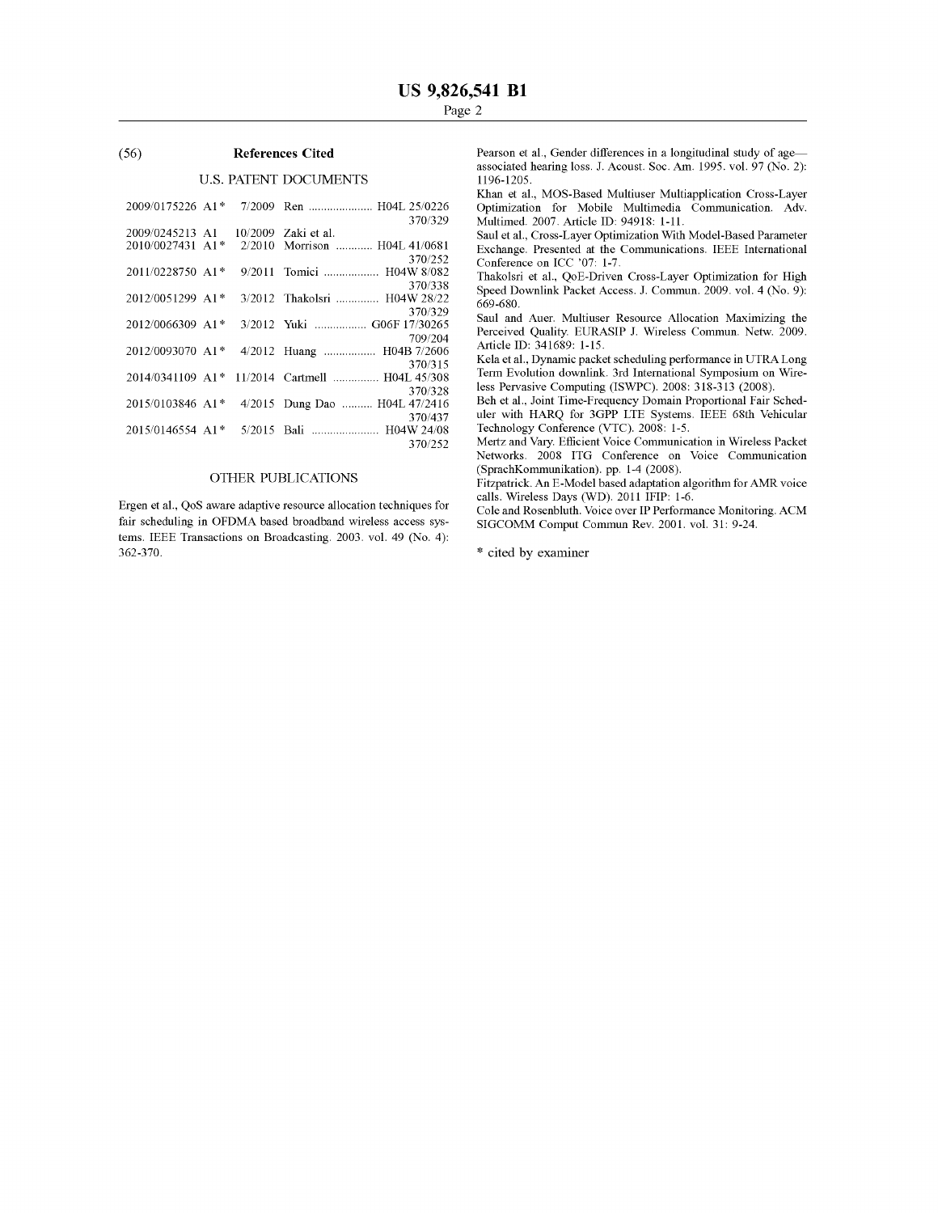## (56) References Cited

### U.S. PATENT DOCUMENTS

| | | | |
|---|---|---|---|
| 2009/0175226 A1* | 7/2009 | Ren | H04L 25/0226 370/329 |
| 2009/0245213 A1 | 10/2009 | Zaki et al. | |
| 2010/0027431 A1* | 2/2010 | Morrison | H04L 41/0681 370/252 |
| 2011/0228750 A1* | 9/2011 | Tomici | H04W 8/082 370/338 |
| 2012/0051299 A1* | 3/2012 | Thakolsri | H04W 28/22 370/329 |
| 2012/0066309 A1* | 3/2012 | Yuki | G06F 17/30265 709/204 |
| 2012/0093070 A1* | 4/2012 | Huang | H04B 7/2606 370/315 |
| 2014/0341109 A1* | 11/2014 | Cartmell | H04L 45/308 370/328 |
| 2015/0103846 A1* | 4/2015 | Dung Dao | H04L 47/2416 370/437 |
| 2015/0146554 A1* | 5/2015 | Bali | H04W 24/08 370/252 |

### OTHER PUBLICATIONS

Ergen et al., QoS aware adaptive resource allocation techniques for fair scheduling in OFDMA based broadband wireless access systems. IEEE Transactions on Broadcasting. 2003. vol. 49 (No. 4): 362-370.

Pearson et al., Gender differences in a longitudinal study of age—associated hearing loss. J. Acoust. Soc. Am. 1995. vol. 97 (No. 2): 1196-1205.

Khan et al., MOS-Based Multiuser Multiapplication Cross-Layer Optimization for Mobile Multimedia Communication. Adv. Multimed. 2007. Article ID: 94918: 1-11.

Saul et al., Cross-Layer Optimization With Model-Based Parameter Exchange. Presented at the Communications. IEEE International Conference on ICC '07: 1-7.

Thakolsri et al., QoE-Driven Cross-Layer Optimization for High Speed Downlink Packet Access. J. Commun. 2009. vol. 4 (No. 9): 669-680.

Saul and Auer. Multiuser Resource Allocation Maximizing the Perceived Quality. EURASIP J. Wireless Commun. Netw. 2009. Article ID: 341689: 1-15.

Kela et al., Dynamic packet scheduling performance in UTRA Long Term Evolution downlink. 3rd International Symposium on Wireless Pervasive Computing (ISWPC). 2008: 318-313 (2008).

Beh et al., Joint Time-Frequency Domain Proportional Fair Scheduler with HARQ for 3GPP LTE Systems. IEEE 68th Vehicular Technology Conference (VTC). 2008: 1-5.

Mertz and Vary. Efficient Voice Communication in Wireless Packet Networks. 2008 ITG Conference on Voice Communication (SprachKommunikation). pp. 1-4 (2008).

Fitzpatrick. An E-Model based adaptation algorithm for AMR voice calls. Wireless Days (WD). 2011 IFIP: 1-6.

Cole and Rosenbluth. Voice over IP Performance Monitoring. ACM SIGCOMM Comput Commun Rev. 2001. vol. 31: 9-24.

\* cited by examiner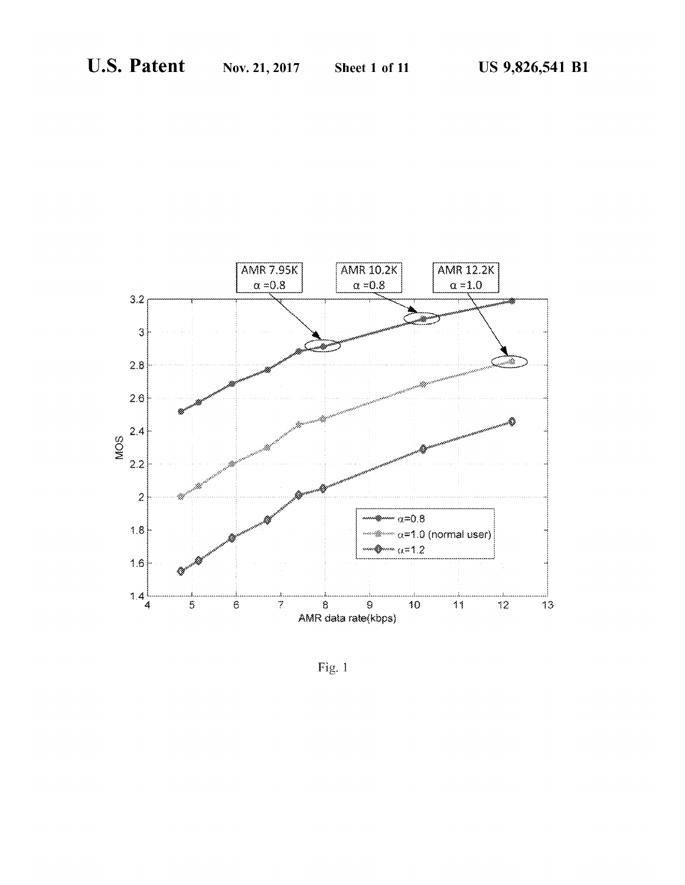Fig. 1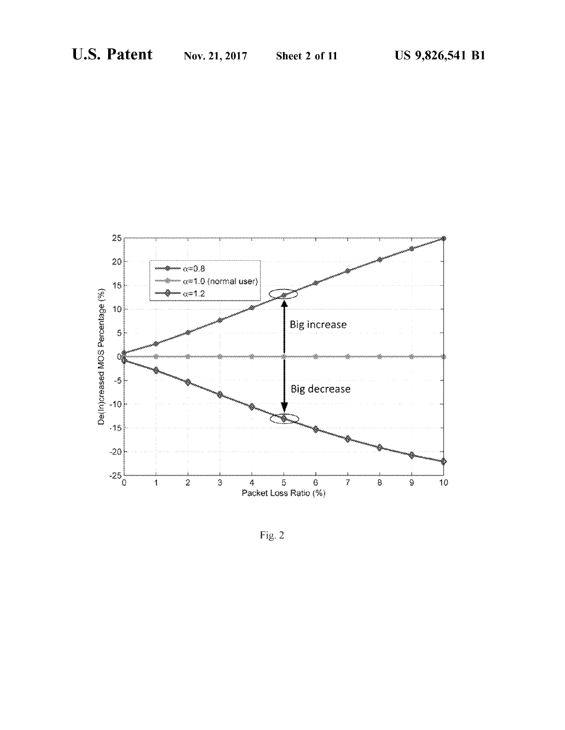Fig. 2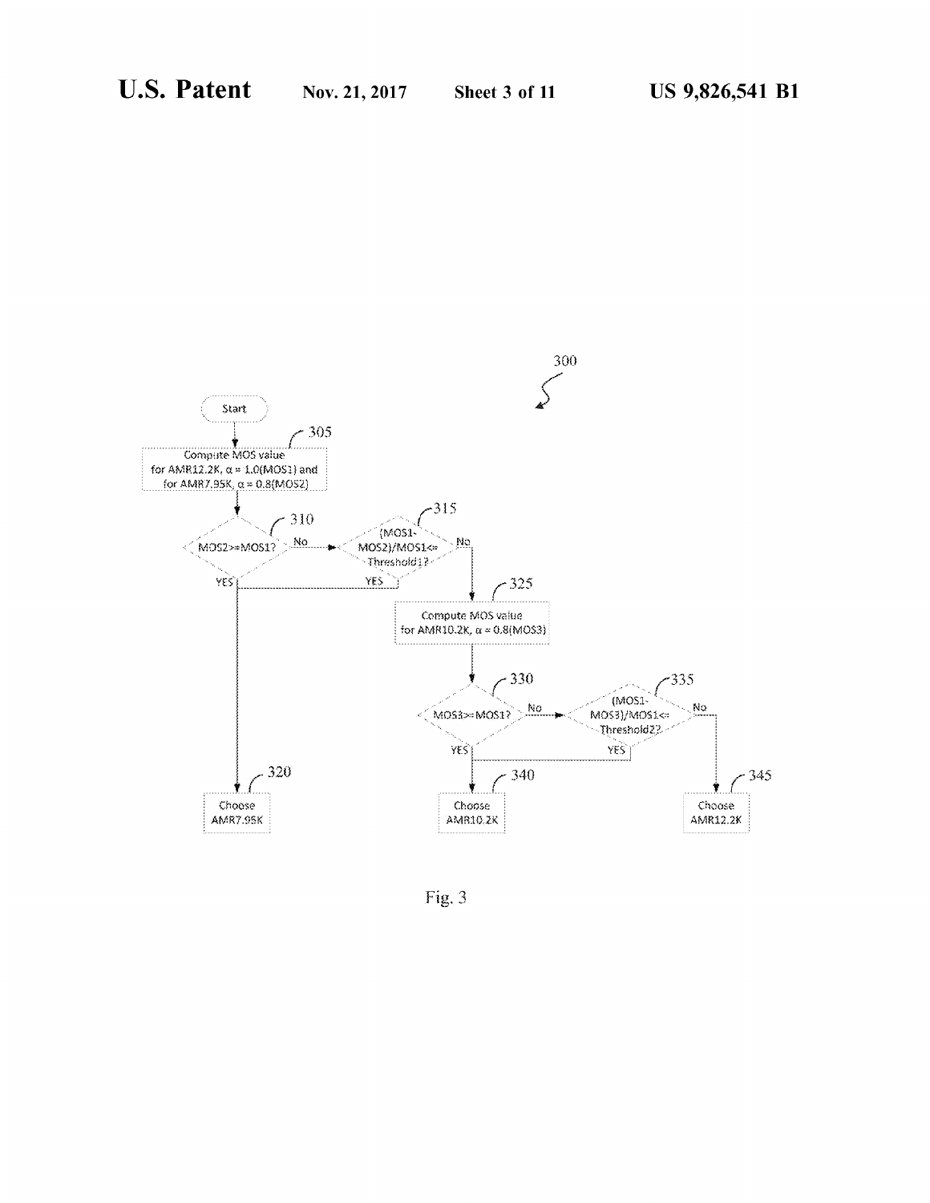300

Start

305 Compute MOS value for AMR12.2K, α = 1.0(MOS1) and for AMR7.95K, α = 0.8(MOS2)

310 MOS2>=MOS1?

315 (MOS1-MOS2)/MOS1<= Threshold1?

325 Compute MOS value for AMR10.2K, α = 0.8(MOS3)

330 MOS3>=MOS1?

335 (MOS1-MOS3)/MOS1<= Threshold2?

320 Choose AMR7.95K

340 Choose AMR10.2K

345 Choose AMR12.2K

No

No

YES

YES

No

No

YES

YES

Fig. 3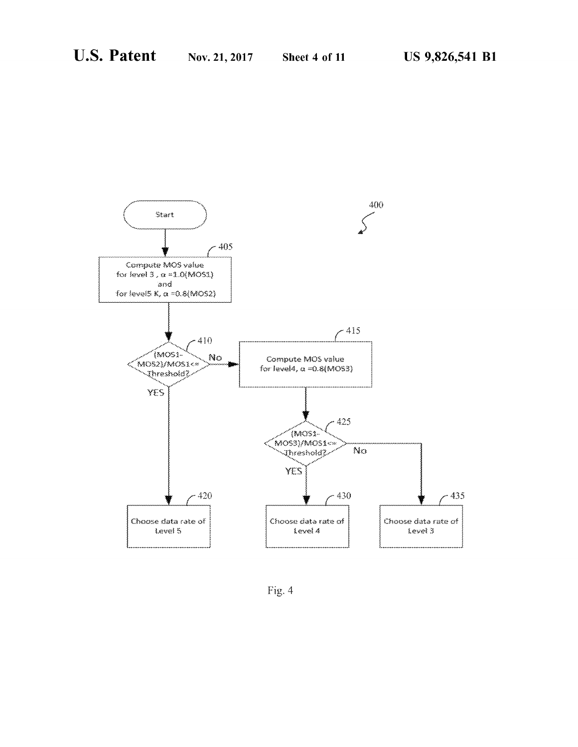400

Start

405

Compute MOS value for level 3, $\alpha$ =1.0(MOS1) and for level5 K, $\alpha$ =0.8(MOS2)

410

(MOS1-MOS2)/MOS1<= Threshold?

No

YES

415

Compute MOS value for level4, $\alpha$ =0.8(MOS3)

425

(MOS1-MOS3)/MOS1<= Threshold?

YES

No

420

Choose data rate of Level 5

430

Choose data rate of Level 4

435

Choose data rate of Level 3

Fig. 4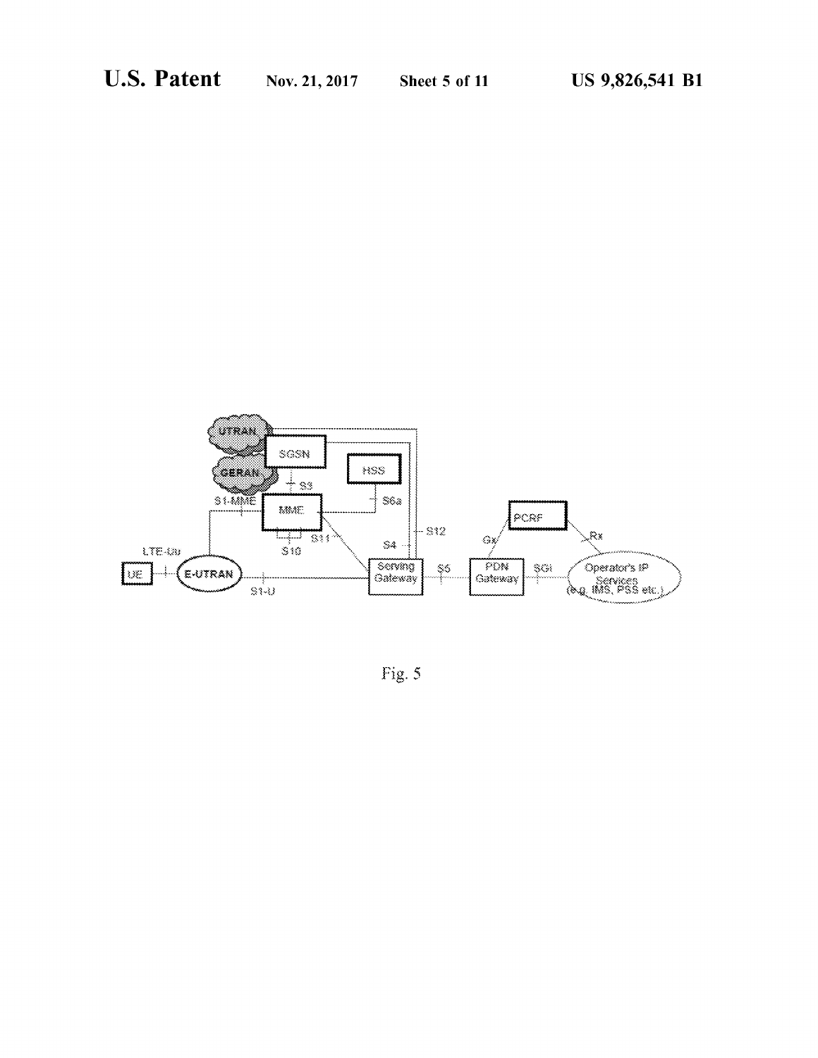Fig. 5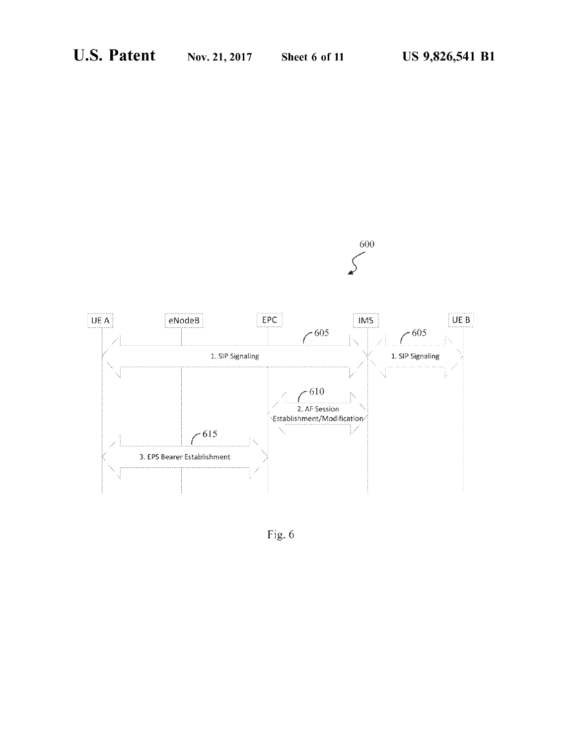600

| UE A | eNodeB | EPC | IMS | UE B |
|---|---|---|---|---|

605 — 1. SIP Signaling (UE A ↔ IMS)

605 — 1. SIP Signaling (IMS ↔ UE B)

610 — 2. AF Session Establishment/Modification (EPC ↔ IMS)

615 — 3. EPS Bearer Establishment (UE A ↔ EPC)

Fig. 6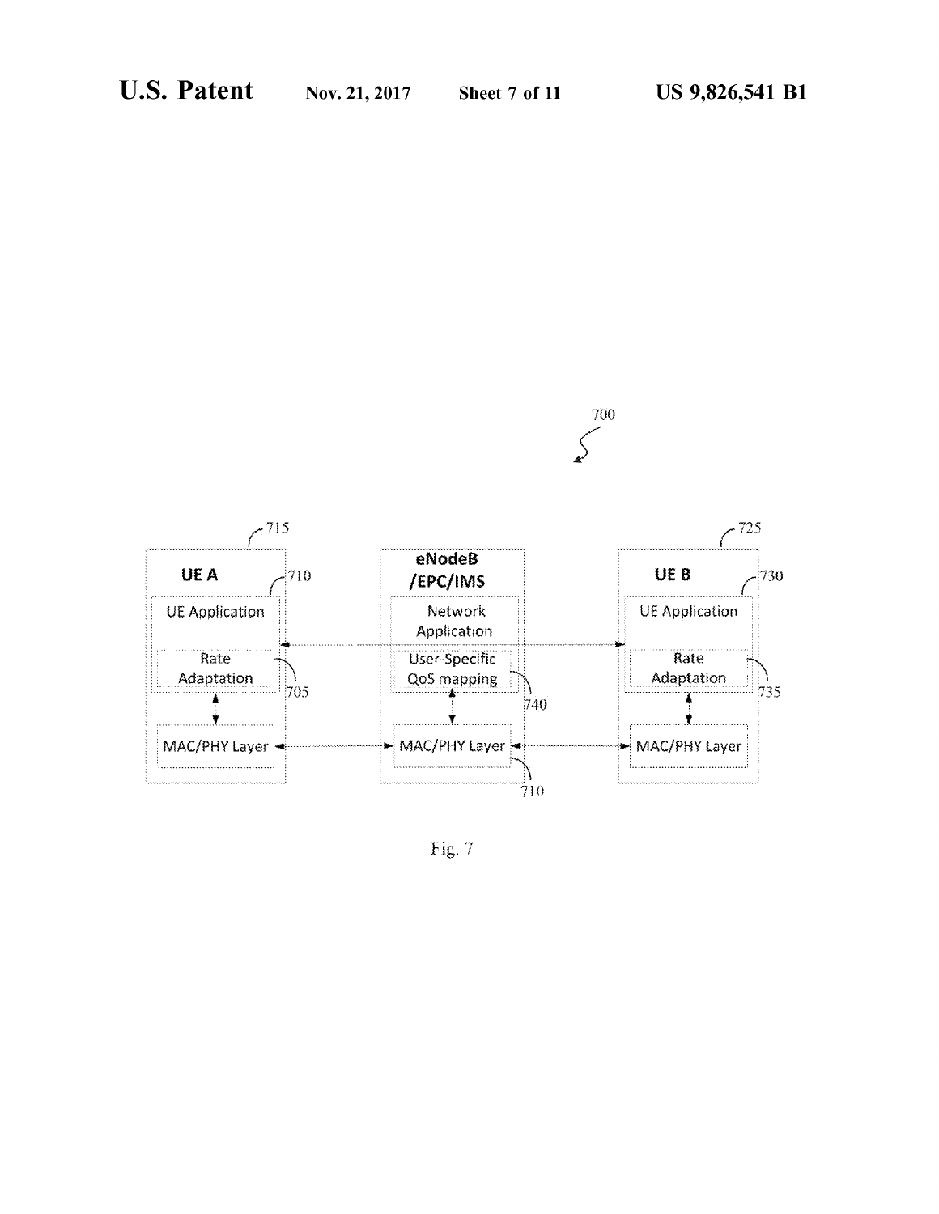Fig. 7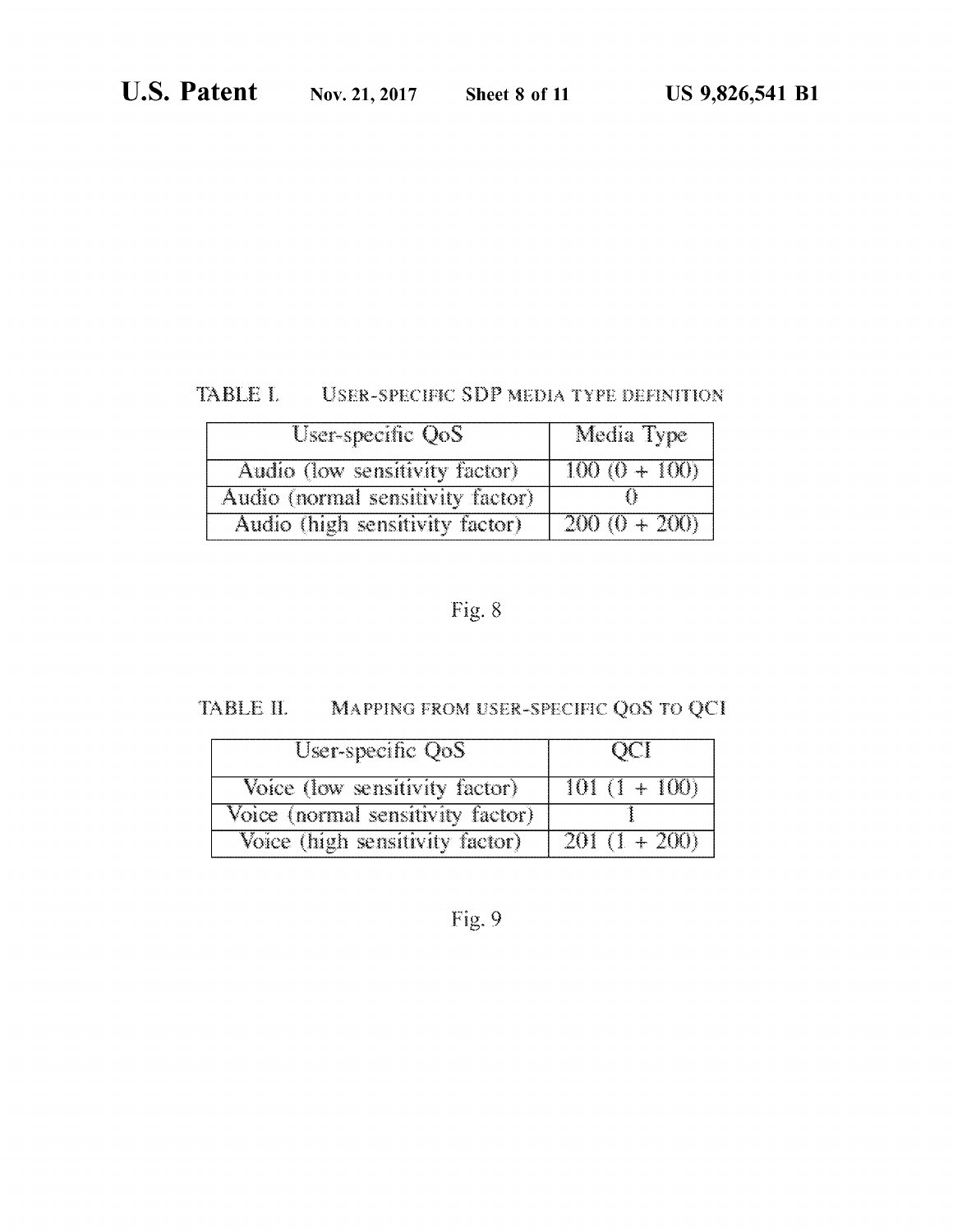TABLE I. USER-SPECIFIC SDP MEDIA TYPE DEFINITION

| User-specific QoS | Media Type |
| --- | --- |
| Audio (low sensitivity factor) | 100 (0 + 100) |
| Audio (normal sensitivity factor) | 0 |
| Audio (high sensitivity factor) | 200 (0 + 200) |

Fig. 8

TABLE II. MAPPING FROM USER-SPECIFIC QOS TO QCI

| User-specific QoS | QCI |
| --- | --- |
| Voice (low sensitivity factor) | 101 (1 + 100) |
| Voice (normal sensitivity factor) | 1 |
| Voice (high sensitivity factor) | 201 (1 + 200) |

Fig. 9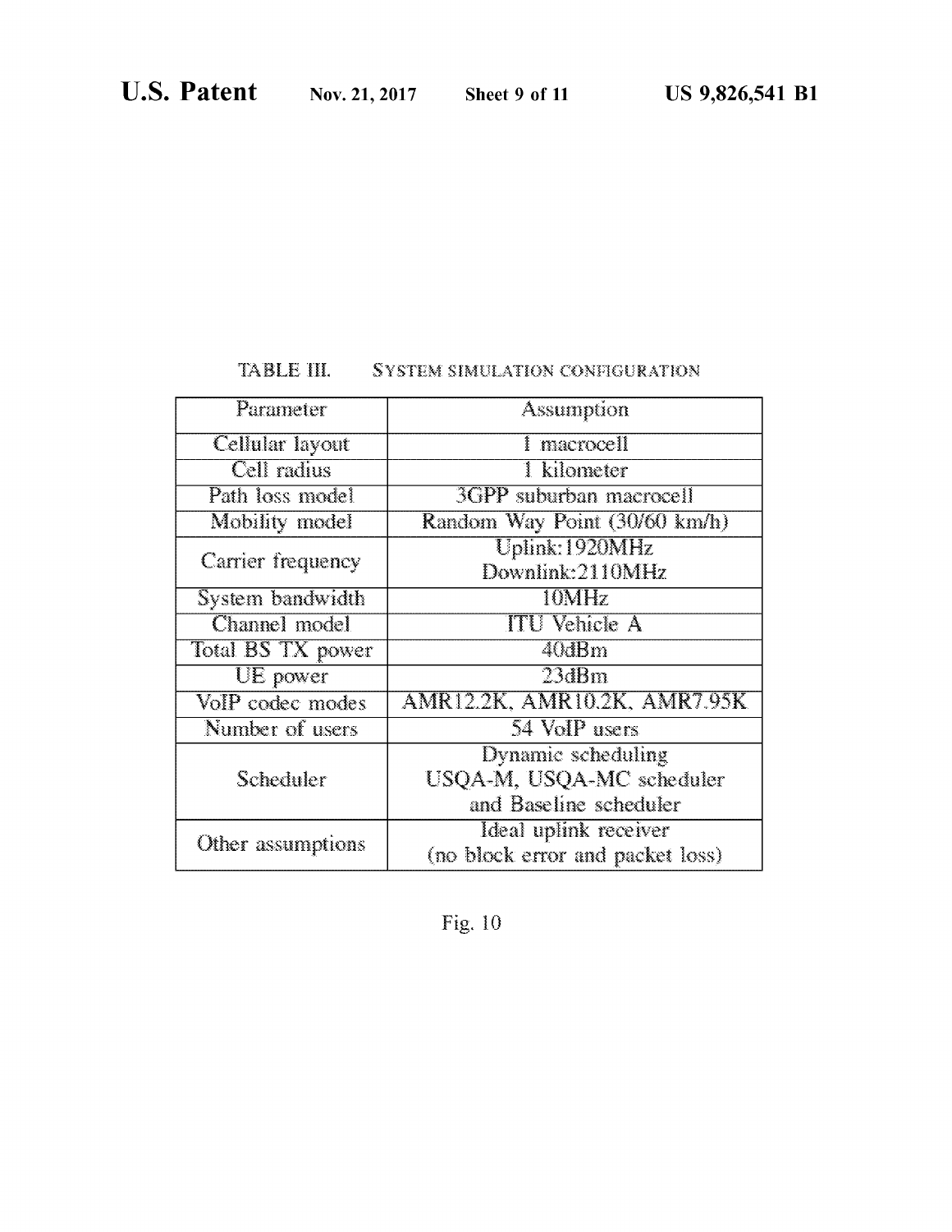TABLE III. SYSTEM SIMULATION CONFIGURATION

| Parameter | Assumption |
|---|---|
| Cellular layout | 1 macrocell |
| Cell radius | 1 kilometer |
| Path loss model | 3GPP suburban macrocell |
| Mobility model | Random Way Point (30/60 km/h) |
| Carrier frequency | Uplink:1920MHz<br>Downlink:2110MHz |
| System bandwidth | 10MHz |
| Channel model | ITU Vehicle A |
| Total BS TX power | 40dBm |
| UE power | 23dBm |
| VoIP codec modes | AMR12.2K, AMR10.2K, AMR7.95K |
| Number of users | 54 VoIP users |
| Scheduler | Dynamic scheduling<br>USQA-M, USQA-MC scheduler<br>and Baseline scheduler |
| Other assumptions | Ideal uplink receiver<br>(no block error and packet loss) |

Fig. 10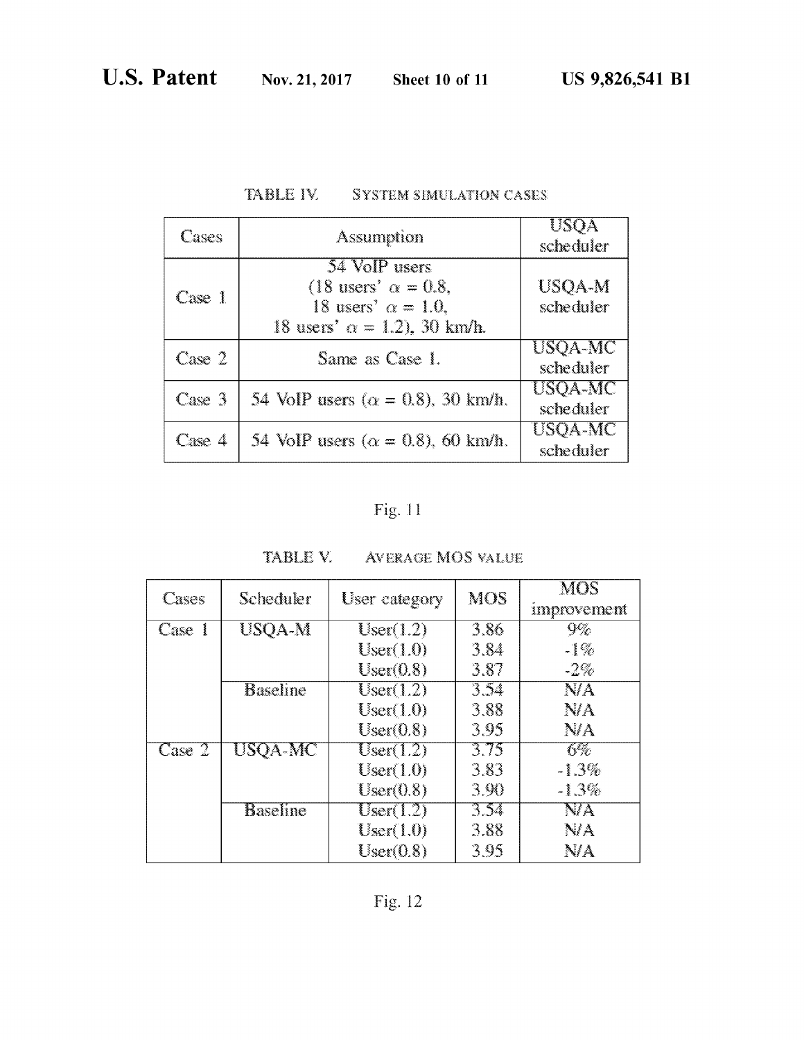TABLE IV. SYSTEM SIMULATION CASES

| Cases | Assumption | USQA scheduler |
|---|---|---|
| Case 1 | 54 VoIP users (18 users' $\alpha = 0.8$, 18 users' $\alpha = 1.0$, 18 users' $\alpha = 1.2$), 30 km/h. | USQA-M scheduler |
| Case 2 | Same as Case 1. | USQA-MC scheduler |
| Case 3 | 54 VoIP users ($\alpha = 0.8$), 30 km/h. | USQA-MC scheduler |
| Case 4 | 54 VoIP users ($\alpha = 0.8$), 60 km/h. | USQA-MC scheduler |

Fig. 11

TABLE V. AVERAGE MOS VALUE

| Cases | Scheduler | User category | MOS | MOS improvement |
|---|---|---|---|---|
| Case 1 | USQA-M | User(1.2) | 3.86 | 9% |
| | | User(1.0) | 3.84 | -1% |
| | | User(0.8) | 3.87 | -2% |
| | Baseline | User(1.2) | 3.54 | N/A |
| | | User(1.0) | 3.88 | N/A |
| | | User(0.8) | 3.95 | N/A |
| Case 2 | USQA-MC | User(1.2) | 3.75 | 6% |
| | | User(1.0) | 3.83 | -1.3% |
| | | User(0.8) | 3.90 | -1.3% |
| | Baseline | User(1.2) | 3.54 | N/A |
| | | User(1.0) | 3.88 | N/A |
| | | User(0.8) | 3.95 | N/A |

Fig. 12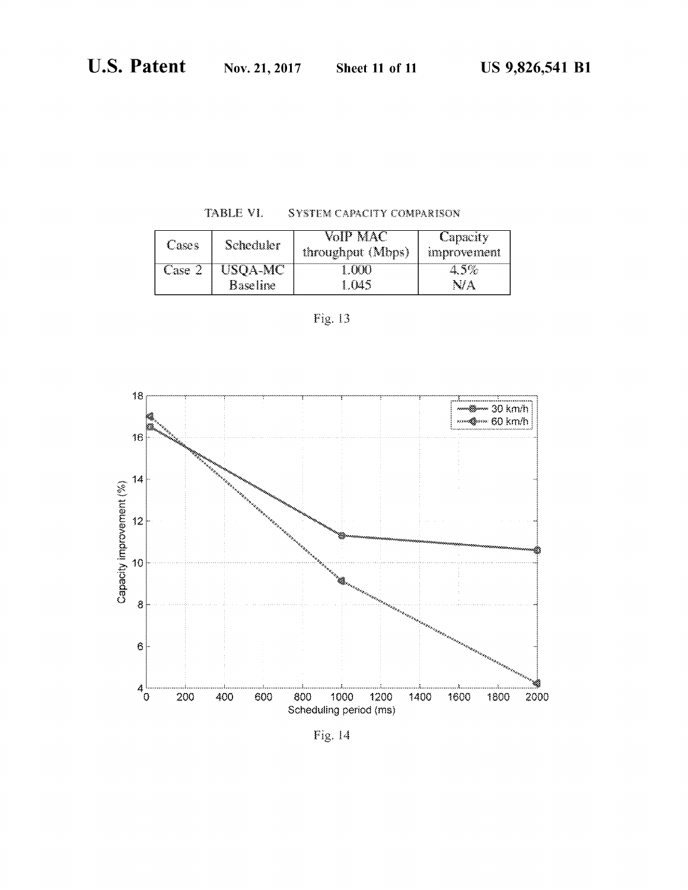TABLE VI. SYSTEM CAPACITY COMPARISON

| Cases | Scheduler | VoIP MAC throughput (Mbps) | Capacity improvement |
|---|---|---|---|
| Case 2 | USQA-MC | 1.000 | 4.5% |
| | Baseline | 1.045 | N/A |

Fig. 13

Fig. 14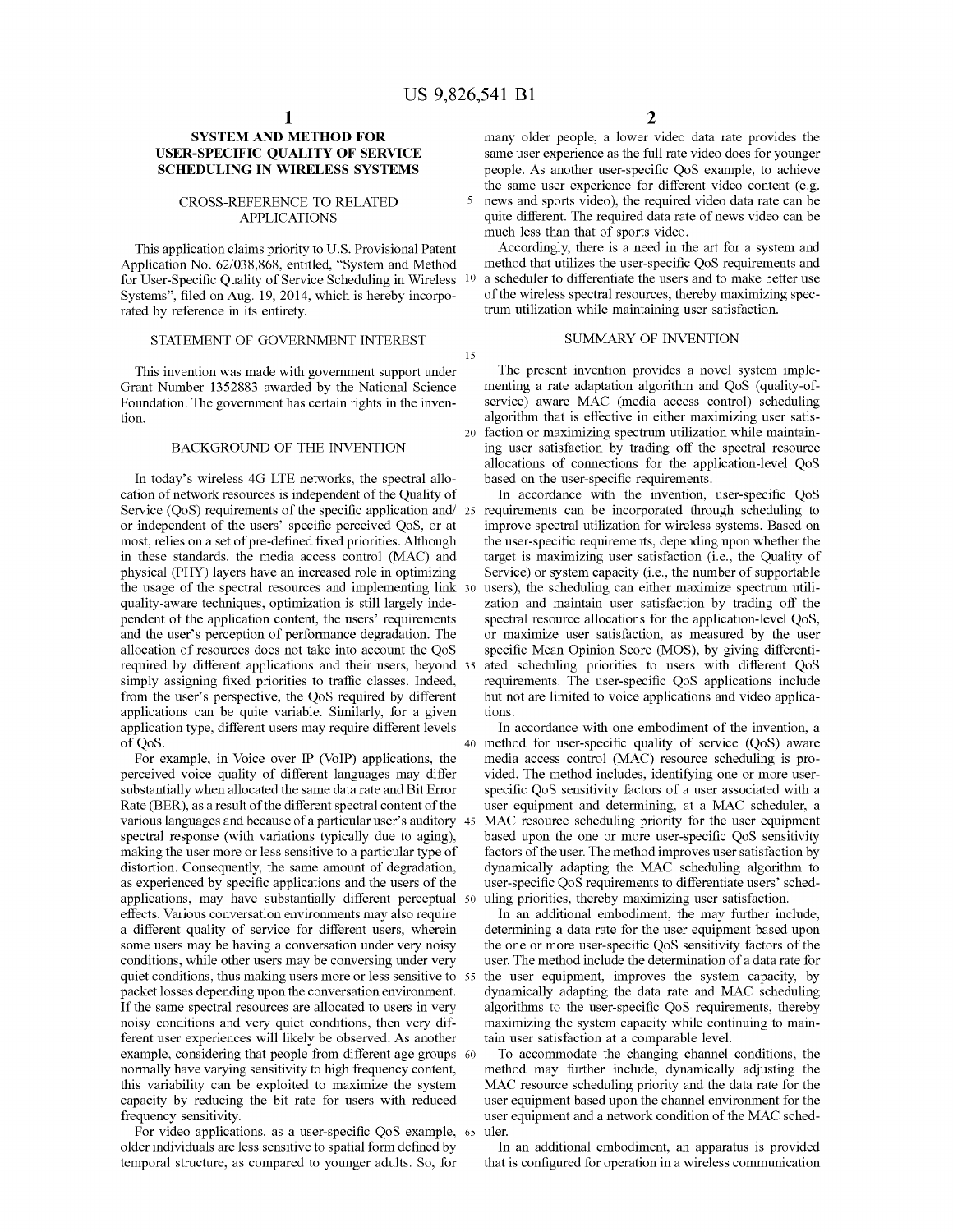# SYSTEM AND METHOD FOR USER-SPECIFIC QUALITY OF SERVICE SCHEDULING IN WIRELESS SYSTEMS

## CROSS-REFERENCE TO RELATED APPLICATIONS

This application claims priority to U.S. Provisional Patent Application No. 62/038,868, entitled, "System and Method for User-Specific Quality of Service Scheduling in Wireless Systems", filed on Aug. 19, 2014, which is hereby incorporated by reference in its entirety.

## STATEMENT OF GOVERNMENT INTEREST

This invention was made with government support under Grant Number 1352883 awarded by the National Science Foundation. The government has certain rights in the invention.

## BACKGROUND OF THE INVENTION

In today's wireless 4G LTE networks, the spectral allocation of network resources is independent of the Quality of Service (QoS) requirements of the specific application and/or independent of the users' specific perceived QoS, or at most, relies on a set of pre-defined fixed priorities. Although in these standards, the media access control (MAC) and physical (PHY) layers have an increased role in optimizing the usage of the spectral resources and implementing link quality-aware techniques, optimization is still largely independent of the application content, the users' requirements and the user's perception of performance degradation. The allocation of resources does not take into account the QoS required by different applications and their users, beyond simply assigning fixed priorities to traffic classes. Indeed, from the user's perspective, the QoS required by different applications can be quite variable. Similarly, for a given application type, different users may require different levels of QoS.

For example, in Voice over IP (VoIP) applications, the perceived voice quality of different languages may differ substantially when allocated the same data rate and Bit Error Rate (BER), as a result of the different spectral content of the various languages and because of a particular user's auditory spectral response (with variations typically due to aging), making the user more or less sensitive to a particular type of distortion. Consequently, the same amount of degradation, as experienced by specific applications and the users of the applications, may have substantially different perceptual effects. Various conversation environments may also require a different quality of service for different users, wherein some users may be having a conversation under very noisy conditions, while other users may be conversing under very quiet conditions, thus making users more or less sensitive to packet losses depending upon the conversation environment. If the same spectral resources are allocated to users in very noisy conditions and very quiet conditions, then very different user experiences will likely be observed. As another example, considering that people from different age groups normally have varying sensitivity to high frequency content, this variability can be exploited to maximize the system capacity by reducing the bit rate for users with reduced frequency sensitivity.

For video applications, as a user-specific QoS example, older individuals are less sensitive to spatial form defined by temporal structure, as compared to younger adults. So, for many older people, a lower video data rate provides the same user experience as the full rate video does for younger people. As another user-specific QoS example, to achieve the same user experience for different video content (e.g. news and sports video), the required video data rate can be quite different. The required data rate of news video can be much less than that of sports video.

Accordingly, there is a need in the art for a system and method that utilizes the user-specific QoS requirements and a scheduler to differentiate the users and to make better use of the wireless spectral resources, thereby maximizing spectrum utilization while maintaining user satisfaction.

## SUMMARY OF INVENTION

The present invention provides a novel system implementing a rate adaptation algorithm and QoS (quality-of-service) aware MAC (media access control) scheduling algorithm that is effective in either maximizing user satisfaction or maximizing spectrum utilization while maintaining user satisfaction by trading off the spectral resource allocations of connections for the application-level QoS based on the user-specific requirements.

In accordance with the invention, user-specific QoS requirements can be incorporated through scheduling to improve spectral utilization for wireless systems. Based on the user-specific requirements, depending upon whether the target is maximizing user satisfaction (i.e., the Quality of Service) or system capacity (i.e., the number of supportable users), the scheduling can either maximize spectrum utilization and maintain user satisfaction by trading off the spectral resource allocations for the application-level QoS, or maximize user satisfaction, as measured by the user specific Mean Opinion Score (MOS), by giving differentiated scheduling priorities to users with different QoS requirements. The user-specific QoS applications include but not are limited to voice applications and video applications.

In accordance with one embodiment of the invention, a method for user-specific quality of service (QoS) aware media access control (MAC) resource scheduling is provided. The method includes, identifying one or more user-specific QoS sensitivity factors of a user associated with a user equipment and determining, at a MAC scheduler, a MAC resource scheduling priority for the user equipment based upon the one or more user-specific QoS sensitivity factors of the user. The method improves user satisfaction by dynamically adapting the MAC scheduling algorithm to user-specific QoS requirements to differentiate users' scheduling priorities, thereby maximizing user satisfaction.

In an additional embodiment, the may further include, determining a data rate for the user equipment based upon the one or more user-specific QoS sensitivity factors of the user. The method include the determination of a data rate for the user equipment, improves the system capacity, by dynamically adapting the data rate and MAC scheduling algorithms to the user-specific QoS requirements, thereby maximizing the system capacity while continuing to maintain user satisfaction at a comparable level.

To accommodate the changing channel conditions, the method may further include, dynamically adjusting the MAC resource scheduling priority and the data rate for the user equipment based upon the channel environment for the user equipment and a network condition of the MAC scheduler.

In an additional embodiment, an apparatus is provided that is configured for operation in a wireless communication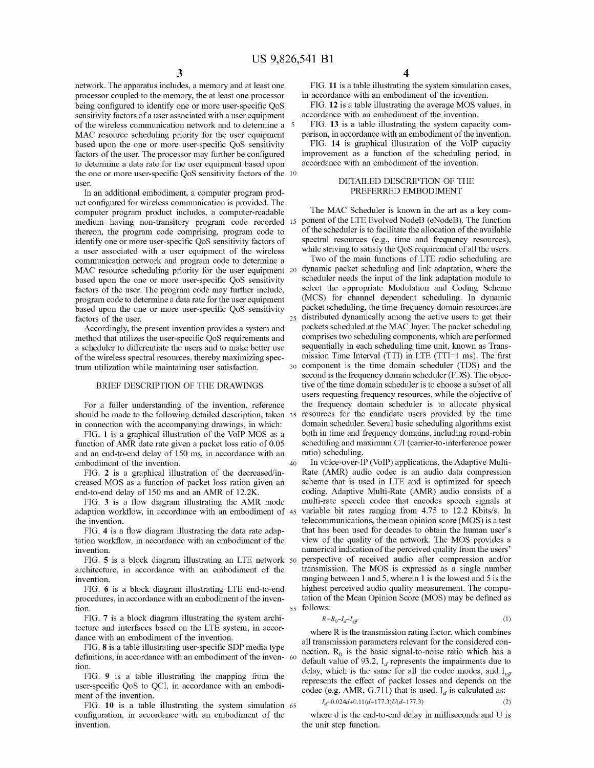network. The apparatus includes, a memory and at least one processor coupled to the memory, the at least one processor being configured to identify one or more user-specific QoS sensitivity factors of a user associated with a user equipment of the wireless communication network and to determine a MAC resource scheduling priority for the user equipment based upon the one or more user-specific QoS sensitivity factors of the user. The processor may further be configured to determine a data rate for the user equipment based upon the one or more user-specific QoS sensitivity factors of the user.

In an additional embodiment, a computer program product configured for wireless communication is provided. The computer program product includes, a computer-readable medium having non-transitory program code recorded thereon, the program code comprising, program code to identify one or more user-specific QoS sensitivity factors of a user associated with a user equipment of the wireless communication network and program code to determine a MAC resource scheduling priority for the user equipment based upon the one or more user-specific QoS sensitivity factors of the user. The program code may further include, program code to determine a data rate for the user equipment based upon the one or more user-specific QoS sensitivity factors of the user.

Accordingly, the present invention provides a system and method that utilizes the user-specific QoS requirements and a scheduler to differentiate the users and to make better use of the wireless spectral resources, thereby maximizing spectrum utilization while maintaining user satisfaction.

## BRIEF DESCRIPTION OF THE DRAWINGS

For a fuller understanding of the invention, reference should be made to the following detailed description, taken in connection with the accompanying drawings, in which:

FIG. **1** is a graphical illustration of the VoIP MOS as a function of AMR date rate given a packet loss ratio of 0.05 and an end-to-end delay of 150 ms, in accordance with an embodiment of the invention.

FIG. **2** is a graphical illustration of the decreased/increased MOS as a function of packet loss ration given an end-to-end delay of 150 ms and an AMR of 12.2K.

FIG. **3** is a flow diagram illustrating the AMR mode adaption workflow, in accordance with an embodiment of the invention.

FIG. **4** is a flow diagram illustrating the data rate adaptation workflow, in accordance with an embodiment of the invention.

FIG. **5** is a block diagram illustrating an LTE network architecture, in accordance with an embodiment of the invention.

FIG. **6** is a block diagram illustrating LTE end-to-end procedures, in accordance with an embodiment of the invention.

FIG. **7** is a block diagram illustrating the system architecture and interfaces based on the LTE system, in accordance with an embodiment of the invention.

FIG. **8** is a table illustrating user-specific SDP media type definitions, in accordance with an embodiment of the invention.

FIG. **9** is a table illustrating the mapping from the user-specific QoS to QCI, in accordance with an embodiment of the invention.

FIG. **10** is a table illustrating the system simulation configuration, in accordance with an embodiment of the invention.

FIG. **11** is a table illustrating the system simulation cases, in accordance with an embodiment of the invention.

FIG. **12** is a table illustrating the average MOS values, in accordance with an embodiment of the invention.

FIG. **13** is a table illustrating the system capacity comparison, in accordance with an embodiment of the invention.

FIG. **14** is graphical illustration of the VoIP capacity improvement as a function of the scheduling period, in accordance with an embodiment of the invention.

## DETAILED DESCRIPTION OF THE PREFERRED EMBODIMENT

The MAC Scheduler is known in the art as a key component of the LTE Evolved NodeB (eNodeB). The function of the scheduler is to facilitate the allocation of the available spectral resources (e.g., time and frequency resources), while striving to satisfy the QoS requirement of all the users.

Two of the main functions of LTE radio scheduling are dynamic packet scheduling and link adaptation, where the scheduler needs the input of the link adaptation module to select the appropriate Modulation and Coding Scheme (MCS) for channel dependent scheduling. In dynamic packet scheduling, the time-frequency domain resources are distributed dynamically among the active users to get their packets scheduled at the MAC layer. The packet scheduling comprises two scheduling components, which are performed sequentially in each scheduling time unit, known as Transmission Time Interval (TTI) in LTE (TTI=1 ms). The first component is the time domain scheduler (TDS) and the second is the frequency domain scheduler (FDS). The objective of the time domain scheduler is to choose a subset of all users requesting frequency resources, while the objective of the frequency domain scheduler is to allocate physical resources for the candidate users provided by the time domain scheduler. Several basic scheduling algorithms exist both in time and frequency domains, including round-robin scheduling and maximum C/I (carrier-to-interference power ratio) scheduling.

In voice-over-IP (VoIP) applications, the Adaptive Multi-Rate (AMR) audio codec is an audio data compression scheme that is used in LTE and is optimized for speech coding. Adaptive Multi-Rate (AMR) audio consists of a multi-rate speech codec that encodes speech signals at variable bit rates ranging from 4.75 to 12.2 Kbits/s. In telecommunications, the mean opinion score (MOS) is a test that has been used for decades to obtain the human user's view of the quality of the network. The MOS provides a numerical indication of the perceived quality from the users' perspective of received audio after compression and/or transmission. The MOS is expressed as a single number ranging between 1 and 5, wherein 1 is the lowest and 5 is the highest perceived audio quality measurement. The computation of the Mean Opinion Score (MOS) may be defined as follows:

$$R=R_0-I_d-I_{eff} \tag{1}$$

where R is the transmission rating factor, which combines all transmission parameters relevant for the considered connection. $R_0$ is the basic signal-to-noise ratio which has a default value of 93.2, $I_d$ represents the impairments due to delay, which is the same for all the codec modes, and $I_{eff}$ represents the effect of packet losses and depends on the codec (e.g. AMR, G.711) that is used. $I_d$ is calculated as:

$$I_d=0.024d+0.11(d-177.3)U(d-177.3) \tag{2}$$

where d is the end-to-end delay in milliseconds and U is the unit step function.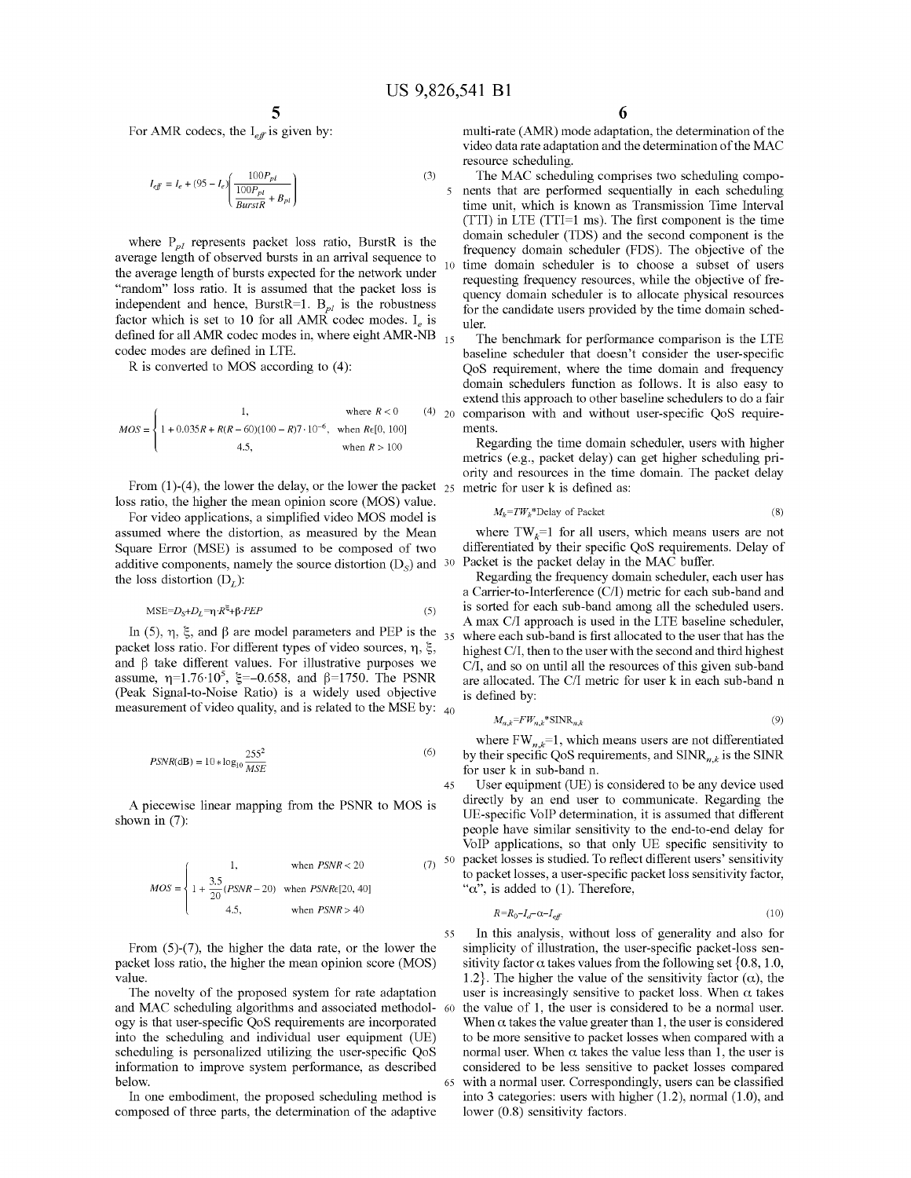For AMR codecs, the $I_{eff}$ is given by:

$$I_{eff} = I_e + (95 - I_e)\left(\frac{100P_{pl}}{\frac{100P_{pl}}{BurstR} + B_{pl}}\right) \tag{3}$$

where $P_{pl}$ represents packet loss ratio, BurstR is the average length of observed bursts in an arrival sequence to the average length of bursts expected for the network under "random" loss ratio. It is assumed that the packet loss is independent and hence, BurstR=1. $B_{pl}$ is the robustness factor which is set to 10 for all AMR codec modes. $I_e$ is defined for all AMR codec modes in, where eight AMR-NB codec modes are defined in LTE.

R is converted to MOS according to (4):

$$MOS = \begin{cases} 1, & \text{where } R < 0 \\ 1 + 0.035R + R(R-60)(100-R)7 \cdot 10^{-6}, & \text{when } R\epsilon[0, 100] \\ 4.5, & \text{when } R > 100 \end{cases} \tag{4}$$

From (1)-(4), the lower the delay, or the lower the packet loss ratio, the higher the mean opinion score (MOS) value.

For video applications, a simplified video MOS model is assumed where the distortion, as measured by the Mean Square Error (MSE) is assumed to be composed of two additive components, namely the source distortion ($D_S$) and the loss distortion ($D_L$):

$$MSE = D_S + D_L = \eta \cdot R^{\xi} + \beta \cdot PEP \tag{5}$$

In (5), $\eta$, $\xi$, and $\beta$ are model parameters and PEP is the packet loss ratio. For different types of video sources, $\eta$, $\xi$, and $\beta$ take different values. For illustrative purposes we assume, $\eta=1.76 \cdot 10^5$, $\xi=-0.658$, and $\beta=1750$. The PSNR (Peak Signal-to-Noise Ratio) is a widely used objective measurement of video quality, and is related to the MSE by:

$$PSNR(\text{dB}) = 10 * \log_{10}\frac{255^2}{MSE} \tag{6}$$

A piecewise linear mapping from the PSNR to MOS is shown in (7):

$$MOS = \begin{cases} 1, & \text{when } PSNR < 20 \\ 1 + \frac{3.5}{20}(PSNR - 20) & \text{when } PSNR\epsilon[20, 40] \\ 4.5, & \text{when } PSNR > 40 \end{cases} \tag{7}$$

From (5)-(7), the higher the data rate, or the lower the packet loss ratio, the higher the mean opinion score (MOS) value.

The novelty of the proposed system for rate adaptation and MAC scheduling algorithms and associated methodology is that user-specific QoS requirements are incorporated into the scheduling and individual user equipment (UE) scheduling is personalized utilizing the user-specific QoS information to improve system performance, as described below.

In one embodiment, the proposed scheduling method is composed of three parts, the determination of the adaptive multi-rate (AMR) mode adaptation, the determination of the video data rate adaptation and the determination of the MAC resource scheduling.

The MAC scheduling comprises two scheduling components that are performed sequentially in each scheduling time unit, which is known as Transmission Time Interval (TTI) in LTE (TTI=1 ms). The first component is the time domain scheduler (TDS) and the second component is the frequency domain scheduler (FDS). The objective of the time domain scheduler is to choose a subset of users requesting frequency resources, while the objective of frequency domain scheduler is to allocate physical resources for the candidate users provided by the time domain scheduler.

The benchmark for performance comparison is the LTE baseline scheduler that doesn't consider the user-specific QoS requirement, where the time domain and frequency domain schedulers function as follows. It is also easy to extend this approach to other baseline schedulers to do a fair comparison with and without user-specific QoS requirements.

Regarding the time domain scheduler, users with higher metrics (e.g., packet delay) can get higher scheduling priority and resources in the time domain. The packet delay metric for user k is defined as:

$$M_k = TW_k * \text{Delay of Packet} \tag{8}$$

where $TW_k=1$ for all users, which means users are not differentiated by their specific QoS requirements. Delay of Packet is the packet delay in the MAC buffer.

Regarding the frequency domain scheduler, each user has a Carrier-to-Interference (C/I) metric for each sub-band and is sorted for each sub-band among all the scheduled users. A max C/I approach is used in the LTE baseline scheduler, where each sub-band is first allocated to the user that has the highest C/I, then to the user with the second and third highest C/I, and so on until all the resources of this given sub-band are allocated. The C/I metric for user k in each sub-band n is defined by:

$$M_{n,k} = FW_{n,k} * SINR_{n,k} \tag{9}$$

where $FW_{n,k}=1$, which means users are not differentiated by their specific QoS requirements, and $SINR_{n,k}$ is the SINR for user k in sub-band n.

User equipment (UE) is considered to be any device used directly by an end user to communicate. Regarding the UE-specific VoIP determination, it is assumed that different people have similar sensitivity to the end-to-end delay for VoIP applications, so that only UE specific sensitivity to packet losses is studied. To reflect different users' sensitivity to packet losses, a user-specific packet loss sensitivity factor, "$\alpha$", is added to (1). Therefore,

$$R = R_0 - I_d - \alpha - I_{eff} \tag{10}$$

In this analysis, without loss of generality and also for simplicity of illustration, the user-specific packet-loss sensitivity factor $\alpha$ takes values from the following set {0.8, 1.0, 1.2}. The higher the value of the sensitivity factor ($\alpha$), the user is increasingly sensitive to packet loss. When $\alpha$ takes the value of 1, the user is considered to be a normal user. When $\alpha$ takes the value greater than 1, the user is considered to be more sensitive to packet losses when compared with a normal user. When $\alpha$ takes the value less than 1, the user is considered to be less sensitive to packet losses compared with a normal user. Correspondingly, users can be classified into 3 categories: users with higher (1.2), normal (1.0), and lower (0.8) sensitivity factors.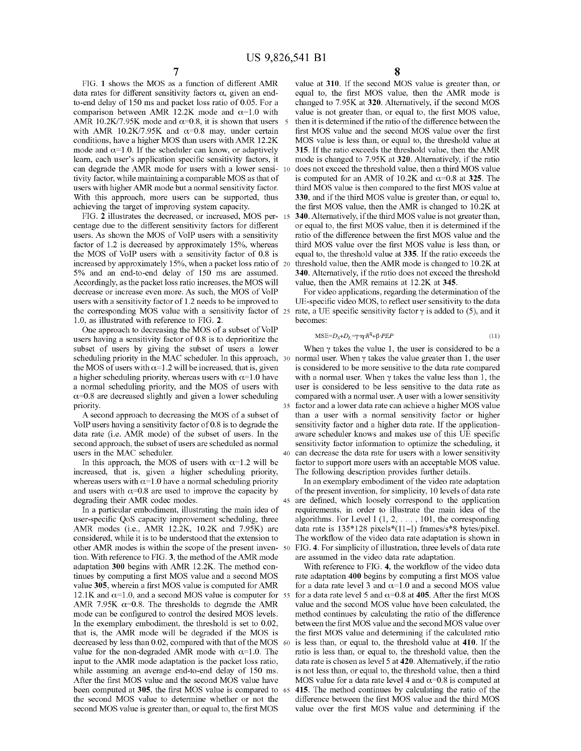FIG. 1 shows the MOS as a function of different AMR data rates for different sensitivity factors α, given an end-to-end delay of 150 ms and packet loss ratio of 0.05. For a comparison between AMR 12.2K mode and α=1.0 with AMR 10.2K/7.95K mode and α=0.8, it is shown that users with AMR 10.2K/7.95K and α=0.8 may, under certain conditions, have a higher MOS than users with AMR 12.2K mode and α=1.0. If the scheduler can know, or adaptively learn, each user's application specific sensitivity factors, it can degrade the AMR mode for users with a lower sensitivity factor, while maintaining a comparable MOS as that of users with higher AMR mode but a normal sensitivity factor. With this approach, more users can be supported, thus achieving the target of improving system capacity.

FIG. 2 illustrates the decreased, or increased, MOS percentage due to the different sensitivity factors for different users. As shown the MOS of VoIP users with a sensitivity factor of 1.2 is decreased by approximately 15%, whereas the MOS of VoIP users with a sensitivity factor of 0.8 is increased by approximately 15%, when a packet loss ratio of 5% and an end-to-end delay of 150 ms are assumed. Accordingly, as the packet loss ratio increases, the MOS will decrease or increase even more. As such, the MOS of VoIP users with a sensitivity factor of 1.2 needs to be improved to the corresponding MOS value with a sensitivity factor of 1.0, as illustrated with reference to FIG. 2.

One approach to decreasing the MOS of a subset of VoIP users having a sensitivity factor of 0.8 is to deprioritize the subset of users by giving the subset of users a lower scheduling priority in the MAC scheduler. In this approach, the MOS of users with α=1.2 will be increased, that is, given a higher scheduling priority, whereas users with α=1.0 have a normal scheduling priority, and the MOS of users with α=0.8 are decreased slightly and given a lower scheduling priority.

A second approach to decreasing the MOS of a subset of VoIP users having a sensitivity factor of 0.8 is to degrade the data rate (i.e. AMR mode) of the subset of users. In the second approach, the subset of users are scheduled as normal users in the MAC scheduler.

In this approach, the MOS of users with α=1.2 will be increased, that is, given a higher scheduling priority, whereas users with α=1.0 have a normal scheduling priority and users with α=0.8 are used to improve the capacity by degrading their AMR codec modes.

In a particular embodiment, illustrating the main idea of user-specific QoS capacity improvement scheduling, three AMR modes (i.e., AMR 12.2K, 10.2K and 7.95K) are considered, while it is to be understood that the extension to other AMR modes is within the scope of the present invention. With reference to FIG. 3, the method of the AMR mode adaptation **300** begins with AMR 12.2K. The method continues by computing a first MOS value and a second MOS value **305**, wherein a first MOS value is computed for AMR 12.1K and α=1.0, and a second MOS value is computer for AMR 7.95K α=0.8. The thresholds to degrade the AMR mode can be configured to control the desired MOS levels. In the exemplary embodiment, the threshold is set to 0.02, that is, the AMR mode will be degraded if the MOS is decreased by less than 0.02, compared with that of the MOS value for the non-degraded AMR mode with α=1.0. The input to the AMR mode adaptation is the packet loss ratio, while assuming an average end-to-end delay of 150 ms. After the first MOS value and the second MOS value have been computed at **305**, the first MOS value is compared to the second MOS value to determine whether or not the second MOS value is greater than, or equal to, the first MOS value at **310**. If the second MOS value is greater than, or equal to, the first MOS value, then the AMR mode is changed to 7.95K at **320**. Alternatively, if the second MOS value is not greater than, or equal to, the first MOS value, then it is determined if the ratio of the difference between the first MOS value and the second MOS value over the first MOS value is less than, or equal to, the threshold value at **315**. If the ratio exceeds the threshold value, then the AMR mode is changed to 7.95K at **320**. Alternatively, if the ratio does not exceed the threshold value, then a third MOS value is computed for an AMR of 10.2K and α=0.8 at **325**. The third MOS value is then compared to the first MOS value at **330**, and if the third MOS value is greater than, or equal to, the first MOS value, then the AMR is changed to 10.2K at **340**. Alternatively, if the third MOS value is not greater than, or equal to, the first MOS value, then it is determined if the ratio of the difference between the first MOS value and the third MOS value over the first MOS value is less than, or equal to, the threshold value at **335**. If the ratio exceeds the threshold value, then the AMR mode is changed to 10.2K at **340**. Alternatively, if the ratio does not exceed the threshold value, then the AMR remains at 12.2K at **345**.

For video applications, regarding the determination of the UE-specific video MOS, to reflect user sensitivity to the data rate, a UE specific sensitivity factor γ is added to (5), and it becomes:

$$MSE=D_S+D_L=\gamma\cdot\eta\cdot R^{\xi}+\beta\cdot PEP \tag{11}$$

When γ takes the value 1, the user is considered to be a normal user. When γ takes the value greater than 1, the user is considered to be more sensitive to the data rate compared with a normal user. When γ takes the value less than 1, the user is considered to be less sensitive to the data rate as compared with a normal user. A user with a lower sensitivity factor and a lower data rate can achieve a higher MOS value than a user with a normal sensitivity factor or higher sensitivity factor and a higher data rate. If the application-aware scheduler knows and makes use of this UE specific sensitivity factor information to optimize the scheduling, it can decrease the data rate for users with a lower sensitivity factor to support more users with an acceptable MOS value. The following description provides further details.

In an exemplary embodiment of the video rate adaptation of the present invention, for simplicity, 10 levels of data rate are defined, which loosely correspond to the application requirements, in order to illustrate the main idea of the algorithms. For Level I (1, 2, . . . , 10), the corresponding data rate is 135*128 pixels*(11−I) frames/s*8 bytes/pixel. The workflow of the video data rate adaptation is shown in FIG. 4. For simplicity of illustration, three levels of data rate are assumed in the video data rate adaptation.

With reference to FIG. 4, the workflow of the video data rate adaptation **400** begins by computing a first MOS value for a data rate level 3 and α=1.0 and a second MOS value for a data rate level 5 and α=0.8 at **405**. After the first MOS value and the second MOS value have been calculated, the method continues by calculating the ratio of the difference between the first MOS value and the second MOS value over the first MOS value and determining if the calculated ratio is less than, or equal to, the threshold value at **410**. If the ratio is less than, or equal to, the threshold value, then the data rate is chosen as level 5 at **420**. Alternatively, if the ratio is not less than, or equal to, the threshold value, then a third MOS value for a data rate level 4 and α=0.8 is computed at **415**. The method continues by calculating the ratio of the difference between the first MOS value and the third MOS value over the first MOS value and determining if the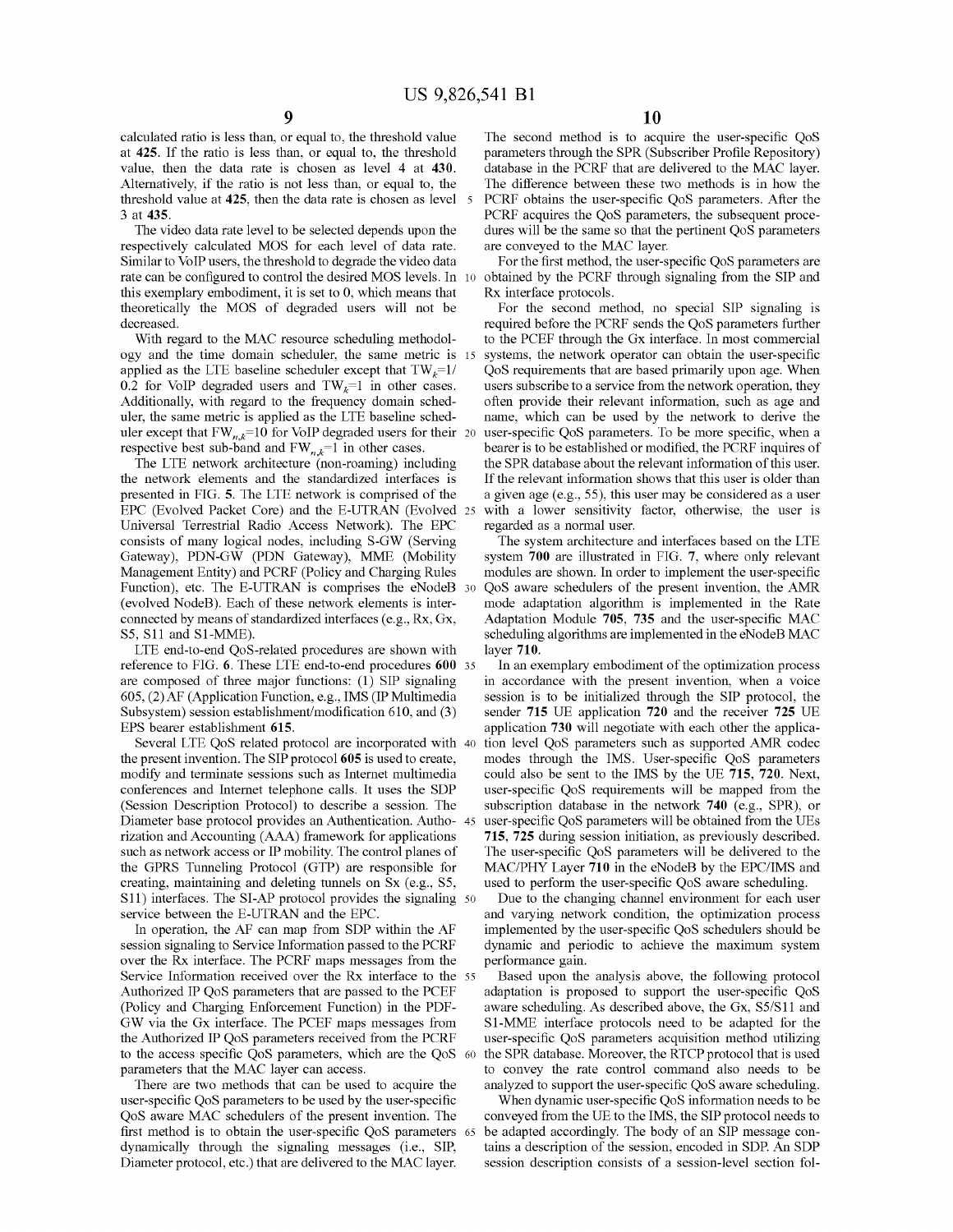calculated ratio is less than, or equal to, the threshold value at **425**. If the ratio is less than, or equal to, the threshold value, then the data rate is chosen as level 4 at **430**. Alternatively, if the ratio is not less than, or equal to, the threshold value at **425**, then the data rate is chosen as level 3 at **435**.

The video data rate level to be selected depends upon the respectively calculated MOS for each level of data rate. Similar to VoIP users, the threshold to degrade the video data rate can be configured to control the desired MOS levels. In this exemplary embodiment, it is set to 0, which means that theoretically the MOS of degraded users will not be decreased.

With regard to the MAC resource scheduling methodology and the time domain scheduler, the same metric is applied as the LTE baseline scheduler except that $TW_k=1/0.2$ for VoIP degraded users and $TW_k=1$ in other cases. Additionally, with regard to the frequency domain scheduler, the same metric is applied as the LTE baseline scheduler except that $FW_{n,k}=10$ for VoIP degraded users for their respective best sub-band and $FW_{n,k}=1$ in other cases.

The LTE network architecture (non-roaming) including the network elements and the standardized interfaces is presented in FIG. **5**. The LTE network is comprised of the EPC (Evolved Packet Core) and the E-UTRAN (Evolved Universal Terrestrial Radio Access Network). The EPC consists of many logical nodes, including S-GW (Serving Gateway), PDN-GW (PDN Gateway), MME (Mobility Management Entity) and PCRF (Policy and Charging Rules Function), etc. The E-UTRAN is comprises the eNodeB (evolved NodeB). Each of these network elements is interconnected by means of standardized interfaces (e.g., Rx, Gx, S5, S11 and S1-MME).

LTE end-to-end QoS-related procedures are shown with reference to FIG. **6**. These LTE end-to-end procedures **600** are composed of three major functions: (1) SIP signaling **605**, (2) AF (Application Function, e.g., IMS (IP Multimedia Subsystem) session establishment/modification **610**, and (3) EPS bearer establishment **615**.

Several LTE QoS related protocol are incorporated with the present invention. The SIP protocol **605** is used to create, modify and terminate sessions such as Internet multimedia conferences and Internet telephone calls. It uses the SDP (Session Description Protocol) to describe a session. The Diameter base protocol provides an Authentication. Authorization and Accounting (AAA) framework for applications such as network access or IP mobility. The control planes of the GPRS Tunneling Protocol (GTP) are responsible for creating, maintaining and deleting tunnels on Sx (e.g., S5, S11) interfaces. The SI-AP protocol provides the signaling service between the E-UTRAN and the EPC.

In operation, the AF can map from SDP within the AF session signaling to Service Information passed to the PCRF over the Rx interface. The PCRF maps messages from the Service Information received over the Rx interface to the Authorized IP QoS parameters that are passed to the PCEF (Policy and Charging Enforcement Function) in the PDF-GW via the Gx interface. The PCEF maps messages from the Authorized IP QoS parameters received from the PCRF to the access specific QoS parameters, which are the QoS parameters that the MAC layer can access.

There are two methods that can be used to acquire the user-specific QoS parameters to be used by the user-specific QoS aware MAC schedulers of the present invention. The first method is to obtain the user-specific QoS parameters dynamically through the signaling messages (i.e., SIP, Diameter protocol, etc.) that are delivered to the MAC layer. The second method is to acquire the user-specific QoS parameters through the SPR (Subscriber Profile Repository) database in the PCRF that are delivered to the MAC layer. The difference between these two methods is in how the PCRF obtains the user-specific QoS parameters. After the PCRF acquires the QoS parameters, the subsequent procedures will be the same so that the pertinent QoS parameters are conveyed to the MAC layer.

For the first method, the user-specific QoS parameters are obtained by the PCRF through signaling from the SIP and Rx interface protocols.

For the second method, no special SIP signaling is required before the PCRF sends the QoS parameters further to the PCEF through the Gx interface. In most commercial systems, the network operator can obtain the user-specific QoS requirements that are based primarily upon age. When users subscribe to a service from the network operation, they often provide their relevant information, such as age and name, which can be used by the network to derive the user-specific QoS parameters. To be more specific, when a bearer is to be established or modified, the PCRF inquires of the SPR database about the relevant information of this user. If the relevant information shows that this user is older than a given age (e.g., 55), this user may be considered as a user with a lower sensitivity factor, otherwise, the user is regarded as a normal user.

The system architecture and interfaces based on the LTE system **700** are illustrated in FIG. **7**, where only relevant modules are shown. In order to implement the user-specific QoS aware schedulers of the present invention, the AMR mode adaptation algorithm is implemented in the Rate Adaptation Module **705**, **735** and the user-specific MAC scheduling algorithms are implemented in the eNodeB MAC layer **710**.

In an exemplary embodiment of the optimization process in accordance with the present invention, when a voice session is to be initialized through the SIP protocol, the sender **715** UE application **720** and the receiver **725** UE application **730** will negotiate with each other the application level QoS parameters such as supported AMR codec modes through the IMS. User-specific QoS parameters could also be sent to the IMS by the UE **715**, **720**. Next, user-specific QoS requirements will be mapped from the subscription database in the network **740** (e.g., SPR), or user-specific QoS parameters will be obtained from the UEs **715**, **725** during session initiation, as previously described. The user-specific QoS parameters will be delivered to the MAC/PHY Layer **710** in the eNodeB by the EPC/IMS and used to perform the user-specific QoS aware scheduling.

Due to the changing channel environment for each user and varying network condition, the optimization process implemented by the user-specific QoS schedulers should be dynamic and periodic to achieve the maximum system performance gain.

Based upon the analysis above, the following protocol adaptation is proposed to support the user-specific QoS aware scheduling. As described above, the Gx, S5/S11 and S1-MME interface protocols need to be adapted for the user-specific QoS parameters acquisition method utilizing the SPR database. Moreover, the RTCP protocol that is used to convey the rate control command also needs to be analyzed to support the user-specific QoS aware scheduling.

When dynamic user-specific QoS information needs to be conveyed from the UE to the IMS, the SIP protocol needs to be adapted accordingly. The body of an SIP message contains a description of the session, encoded in SDP. An SDP session description consists of a session-level section fol-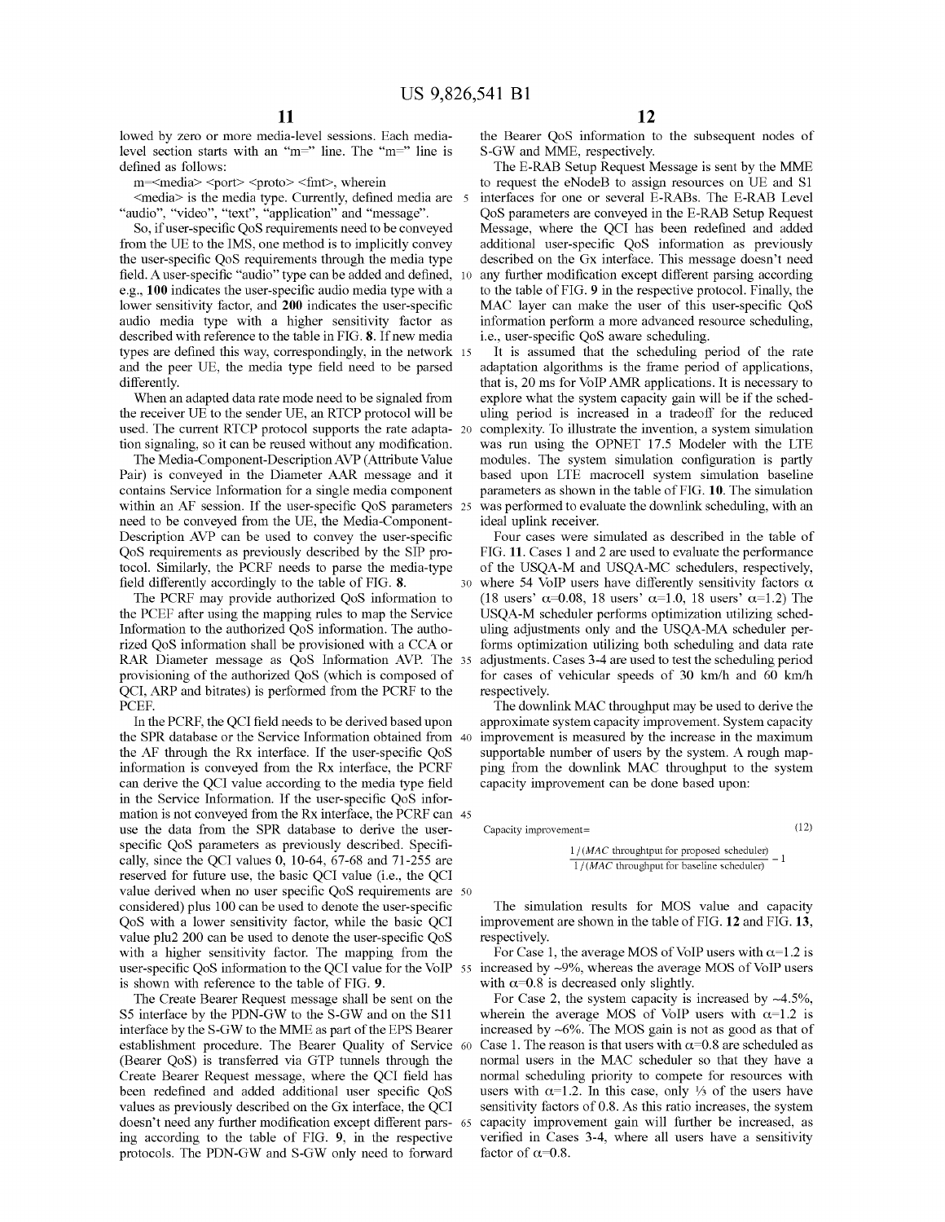lowed by zero or more media-level sessions. Each media-level section starts with an "m=" line. The "m=" line is defined as follows:

m=<media> <port> <proto> <fmt>, wherein

<media> is the media type. Currently, defined media are "audio", "video", "text", "application" and "message".

So, if user-specific QoS requirements need to be conveyed from the UE to the IMS, one method is to implicitly convey the user-specific QoS requirements through the media type field. A user-specific "audio" type can be added and defined, e.g., **100** indicates the user-specific audio media type with a lower sensitivity factor, and **200** indicates the user-specific audio media type with a higher sensitivity factor as described with reference to the table in FIG. **8**. If new media types are defined this way, correspondingly, in the network and the peer UE, the media type field need to be parsed differently.

When an adapted data rate mode need to be signaled from the receiver UE to the sender UE, an RTCP protocol will be used. The current RTCP protocol supports the rate adaptation signaling, so it can be reused without any modification.

The Media-Component-Description AVP (Attribute Value Pair) is conveyed in the Diameter AAR message and it contains Service Information for a single media component within an AF session. If the user-specific QoS parameters need to be conveyed from the UE, the Media-Component-Description AVP can be used to convey the user-specific QoS requirements as previously described by the SIP protocol. Similarly, the PCRF needs to parse the media-type field differently accordingly to the table of FIG. **8**.

The PCRF may provide authorized QoS information to the PCEF after using the mapping rules to map the Service Information to the authorized QoS information. The authorized QoS information shall be provisioned with a CCA or RAR Diameter message as QoS Information AVP. The provisioning of the authorized QoS (which is composed of QCI, ARP and bitrates) is performed from the PCRF to the PCEF.

In the PCRF, the QCI field needs to be derived based upon the SPR database or the Service Information obtained from the AF through the Rx interface. If the user-specific QoS information is conveyed from the Rx interface, the PCRF can derive the QCI value according to the media type field in the Service Information. If the user-specific QoS information is not conveyed from the Rx interface, the PCRF can use the data from the SPR database to derive the user-specific QoS parameters as previously described. Specifically, since the QCI values 0, 10-64, 67-68 and 71-255 are reserved for future use, the basic QCI value (i.e., the QCI value derived when no user specific QoS requirements are considered) plus 100 can be used to denote the user-specific QoS with a lower sensitivity factor, while the basic QCI value plu2 200 can be used to denote the user-specific QoS with a higher sensitivity factor. The mapping from the user-specific QoS information to the QCI value for the VoIP is shown with reference to the table of FIG. **9**.

The Create Bearer Request message shall be sent on the S5 interface by the PDN-GW to the S-GW and on the S11 interface by the S-GW to the MME as part of the EPS Bearer establishment procedure. The Bearer Quality of Service (Bearer QoS) is transferred via GTP tunnels through the Create Bearer Request message, where the QCI field has been redefined and added additional user specific QoS values as previously described on the Gx interface, the QCI doesn't need any further modification except different parsing according to the table of FIG. **9**, in the respective protocols. The PDN-GW and S-GW only need to forward the Bearer QoS information to the subsequent nodes of S-GW and MME, respectively.

The E-RAB Setup Request Message is sent by the MME to request the eNodeB to assign resources on UE and S1 interfaces for one or several E-RABs. The E-RAB Level QoS parameters are conveyed in the E-RAB Setup Request Message, where the QCI has been redefined and added additional user-specific QoS information as previously described on the Gx interface. This message doesn't need any further modification except different parsing according to the table of FIG. **9** in the respective protocol. Finally, the MAC layer can make the user of this user-specific QoS information perform a more advanced resource scheduling, i.e., user-specific QoS aware scheduling.

It is assumed that the scheduling period of the rate adaptation algorithms is the frame period of applications, that is, 20 ms for VoIP AMR applications. It is necessary to explore what the system capacity gain will be if the scheduling period is increased in a tradeoff for the reduced complexity. To illustrate the invention, a system simulation was run using the OPNET 17.5 Modeler with the LTE modules. The system simulation configuration is partly based upon LTE macrocell system simulation baseline parameters as shown in the table of FIG. **10**. The simulation was performed to evaluate the downlink scheduling, with an ideal uplink receiver.

Four cases were simulated as described in the table of FIG. **11**. Cases 1 and 2 are used to evaluate the performance of the USQA-M and USQA-MC schedulers, respectively, where 54 VoIP users have differently sensitivity factors $\alpha$ (18 users' $\alpha$=0.08, 18 users' $\alpha$=1.0, 18 users' $\alpha$=1.2) The USQA-M scheduler performs optimization utilizing scheduling adjustments only and the USQA-MA scheduler performs optimization utilizing both scheduling and data rate adjustments. Cases 3-4 are used to test the scheduling period for cases of vehicular speeds of 30 km/h and 60 km/h respectively.

The downlink MAC throughput may be used to derive the approximate system capacity improvement. System capacity improvement is measured by the increase in the maximum supportable number of users by the system. A rough mapping from the downlink MAC throughput to the system capacity improvement can be done based upon:

$$\text{Capacity improvement} = \frac{1/(MAC\text{ throughtput for proposed scheduler})}{1/(MAC\text{ throughput for baseline scheduler})} - 1 \tag{12}$$

The simulation results for MOS value and capacity improvement are shown in the table of FIG. **12** and FIG. **13**, respectively.

For Case 1, the average MOS of VoIP users with $\alpha$=1.2 is increased by ~9%, whereas the average MOS of VoIP users with $\alpha$=0.8 is decreased only slightly.

For Case 2, the system capacity is increased by ~4.5%, wherein the average MOS of VoIP users with $\alpha$=1.2 is increased by ~6%. The MOS gain is not as good as that of Case 1. The reason is that users with $\alpha$=0.8 are scheduled as normal users in the MAC scheduler so that they have a normal scheduling priority to compete for resources with users with $\alpha$=1.2. In this case, only ⅓ of the users have sensitivity factors of 0.8. As this ratio increases, the system capacity improvement gain will further be increased, as verified in Cases 3-4, where all users have a sensitivity factor of $\alpha$=0.8.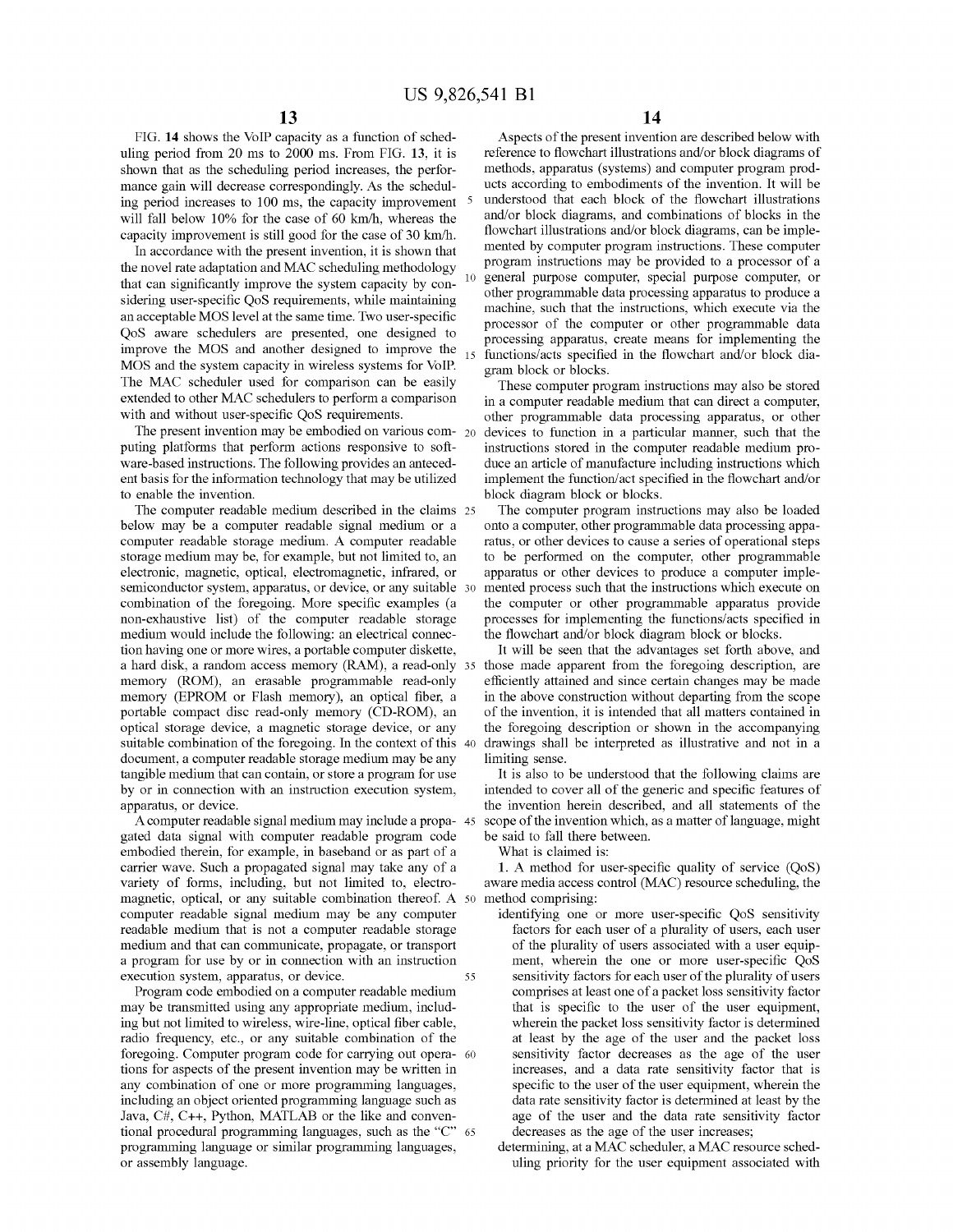FIG. **14** shows the VoIP capacity as a function of scheduling period from 20 ms to 2000 ms. From FIG. **13**, it is shown that as the scheduling period increases, the performance gain will decrease correspondingly. As the scheduling period increases to 100 ms, the capacity improvement will fall below 10% for the case of 60 km/h, whereas the capacity improvement is still good for the case of 30 km/h.

In accordance with the present invention, it is shown that the novel rate adaptation and MAC scheduling methodology that can significantly improve the system capacity by considering user-specific QoS requirements, while maintaining an acceptable MOS level at the same time. Two user-specific QoS aware schedulers are presented, one designed to improve the MOS and another designed to improve the MOS and the system capacity in wireless systems for VoIP. The MAC scheduler used for comparison can be easily extended to other MAC schedulers to perform a comparison with and without user-specific QoS requirements.

The present invention may be embodied on various computing platforms that perform actions responsive to software-based instructions. The following provides an antecedent basis for the information technology that may be utilized to enable the invention.

The computer readable medium described in the claims below may be a computer readable signal medium or a computer readable storage medium. A computer readable storage medium may be, for example, but not limited to, an electronic, magnetic, optical, electromagnetic, infrared, or semiconductor system, apparatus, or device, or any suitable combination of the foregoing. More specific examples (a non-exhaustive list) of the computer readable storage medium would include the following: an electrical connection having one or more wires, a portable computer diskette, a hard disk, a random access memory (RAM), a read-only memory (ROM), an erasable programmable read-only memory (EPROM or Flash memory), an optical fiber, a portable compact disc read-only memory (CD-ROM), an optical storage device, a magnetic storage device, or any suitable combination of the foregoing. In the context of this document, a computer readable storage medium may be any tangible medium that can contain, or store a program for use by or in connection with an instruction execution system, apparatus, or device.

A computer readable signal medium may include a propagated data signal with computer readable program code embodied therein, for example, in baseband or as part of a carrier wave. Such a propagated signal may take any of a variety of forms, including, but not limited to, electro-magnetic, optical, or any suitable combination thereof. A computer readable signal medium may be any computer readable medium that is not a computer readable storage medium and that can communicate, propagate, or transport a program for use by or in connection with an instruction execution system, apparatus, or device.

Program code embodied on a computer readable medium may be transmitted using any appropriate medium, including but not limited to wireless, wire-line, optical fiber cable, radio frequency, etc., or any suitable combination of the foregoing. Computer program code for carrying out operations for aspects of the present invention may be written in any combination of one or more programming languages, including an object oriented programming language such as Java, C#, C++, Python, MATLAB or the like and conventional procedural programming languages, such as the "C" programming language or similar programming languages, or assembly language.

Aspects of the present invention are described below with reference to flowchart illustrations and/or block diagrams of methods, apparatus (systems) and computer program products according to embodiments of the invention. It will be understood that each block of the flowchart illustrations and/or block diagrams, and combinations of blocks in the flowchart illustrations and/or block diagrams, can be implemented by computer program instructions. These computer program instructions may be provided to a processor of a general purpose computer, special purpose computer, or other programmable data processing apparatus to produce a machine, such that the instructions, which execute via the processor of the computer or other programmable data processing apparatus, create means for implementing the functions/acts specified in the flowchart and/or block diagram block or blocks.

These computer program instructions may also be stored in a computer readable medium that can direct a computer, other programmable data processing apparatus, or other devices to function in a particular manner, such that the instructions stored in the computer readable medium produce an article of manufacture including instructions which implement the function/act specified in the flowchart and/or block diagram block or blocks.

The computer program instructions may also be loaded onto a computer, other programmable data processing apparatus, or other devices to cause a series of operational steps to be performed on the computer, other programmable apparatus or other devices to produce a computer implemented process such that the instructions which execute on the computer or other programmable apparatus provide processes for implementing the functions/acts specified in the flowchart and/or block diagram block or blocks.

It will be seen that the advantages set forth above, and those made apparent from the foregoing description, are efficiently attained and since certain changes may be made in the above construction without departing from the scope of the invention, it is intended that all matters contained in the foregoing description or shown in the accompanying drawings shall be interpreted as illustrative and not in a limiting sense.

It is also to be understood that the following claims are intended to cover all of the generic and specific features of the invention herein described, and all statements of the scope of the invention which, as a matter of language, might be said to fall there between.

What is claimed is:

1. A method for user-specific quality of service (QoS) aware media access control (MAC) resource scheduling, the method comprising:
   - identifying one or more user-specific QoS sensitivity factors for each user of a plurality of users, each user of the plurality of users associated with a user equipment, wherein the one or more user-specific QoS sensitivity factors for each user of the plurality of users comprises at least one of a packet loss sensitivity factor that is specific to the user of the user equipment, wherein the packet loss sensitivity factor is determined at least by the age of the user and the packet loss sensitivity factor decreases as the age of the user increases, and a data rate sensitivity factor that is specific to the user of the user equipment, wherein the data rate sensitivity factor is determined at least by the age of the user and the data rate sensitivity factor decreases as the age of the user increases;
   - determining, at a MAC scheduler, a MAC resource scheduling priority for the user equipment associated with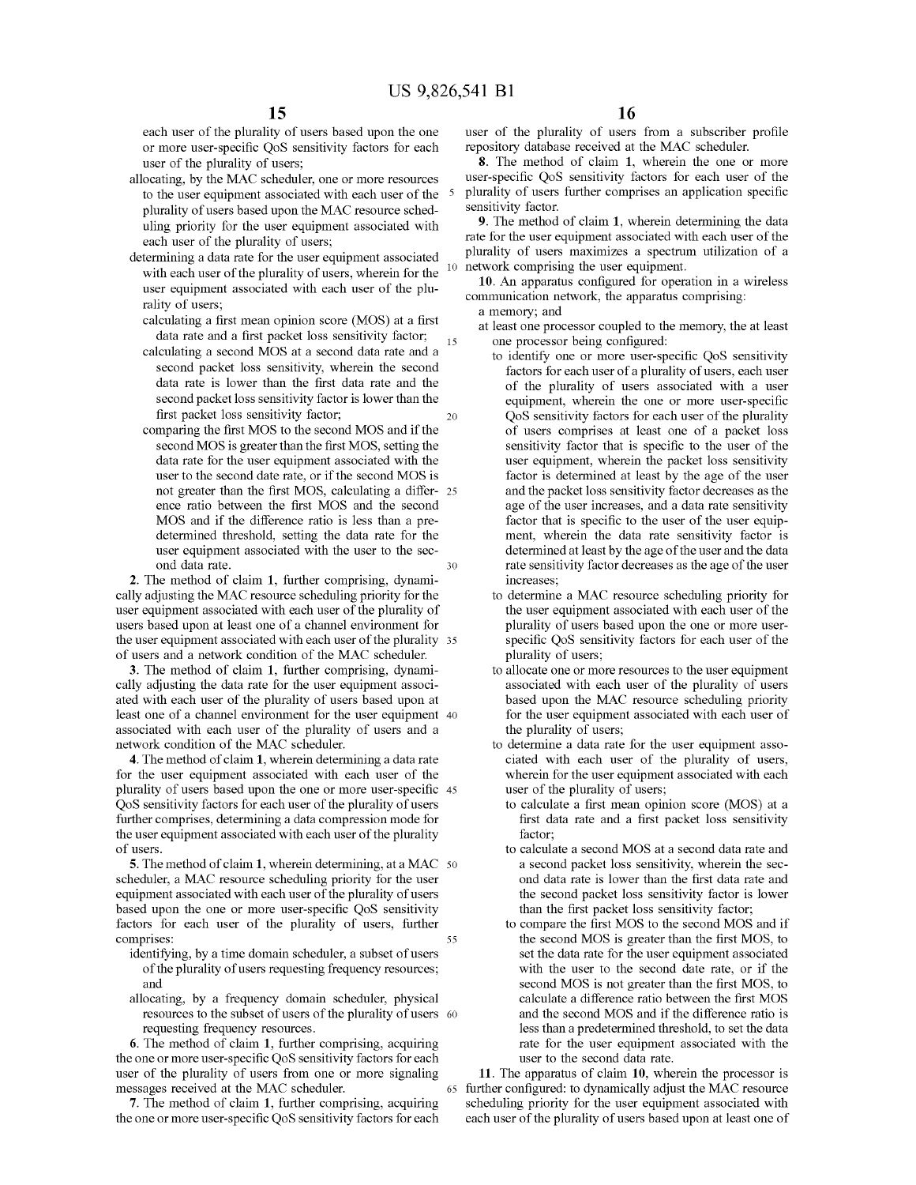each user of the plurality of users based upon the one or more user-specific QoS sensitivity factors for each user of the plurality of users;

allocating, by the MAC scheduler, one or more resources to the user equipment associated with each user of the plurality of users based upon the MAC resource scheduling priority for the user equipment associated with each user of the plurality of users;

determining a data rate for the user equipment associated with each user of the plurality of users, wherein for the user equipment associated with each user of the plurality of users;

calculating a first mean opinion score (MOS) at a first data rate and a first packet loss sensitivity factor;

calculating a second MOS at a second data rate and a second packet loss sensitivity, wherein the second data rate is lower than the first data rate and the second packet loss sensitivity factor is lower than the first packet loss sensitivity factor;

comparing the first MOS to the second MOS and if the second MOS is greater than the first MOS, setting the data rate for the user equipment associated with the user to the second date rate, or if the second MOS is not greater than the first MOS, calculating a difference ratio between the first MOS and the second MOS and if the difference ratio is less than a predetermined threshold, setting the data rate for the user equipment associated with the user to the second data rate.

**2**. The method of claim **1**, further comprising, dynamically adjusting the MAC resource scheduling priority for the user equipment associated with each user of the plurality of users based upon at least one of a channel environment for the user equipment associated with each user of the plurality of users and a network condition of the MAC scheduler.

**3**. The method of claim **1**, further comprising, dynamically adjusting the data rate for the user equipment associated with each user of the plurality of users based upon at least one of a channel environment for the user equipment associated with each user of the plurality of users and a network condition of the MAC scheduler.

**4**. The method of claim **1**, wherein determining a data rate for the user equipment associated with each user of the plurality of users based upon the one or more user-specific QoS sensitivity factors for each user of the plurality of users further comprises, determining a data compression mode for the user equipment associated with each user of the plurality of users.

**5**. The method of claim **1**, wherein determining, at a MAC scheduler, a MAC resource scheduling priority for the user equipment associated with each user of the plurality of users based upon the one or more user-specific QoS sensitivity factors for each user of the plurality of users, further comprises:

identifying, by a time domain scheduler, a subset of users of the plurality of users requesting frequency resources; and

allocating, by a frequency domain scheduler, physical resources to the subset of users of the plurality of users requesting frequency resources.

**6**. The method of claim **1**, further comprising, acquiring the one or more user-specific QoS sensitivity factors for each user of the plurality of users from one or more signaling messages received at the MAC scheduler.

**7**. The method of claim **1**, further comprising, acquiring the one or more user-specific QoS sensitivity factors for each user of the plurality of users from a subscriber profile repository database received at the MAC scheduler.

**8**. The method of claim **1**, wherein the one or more user-specific QoS sensitivity factors for each user of the plurality of users further comprises an application specific sensitivity factor.

**9**. The method of claim **1**, wherein determining the data rate for the user equipment associated with each user of the plurality of users maximizes a spectrum utilization of a network comprising the user equipment.

**10**. An apparatus configured for operation in a wireless communication network, the apparatus comprising:

a memory; and

at least one processor coupled to the memory, the at least one processor being configured:

to identify one or more user-specific QoS sensitivity factors for each user of a plurality of users, each user of the plurality of users associated with a user equipment, wherein the one or more user-specific QoS sensitivity factors for each user of the plurality of users comprises at least one of a packet loss sensitivity factor that is specific to the user of the user equipment, wherein the packet loss sensitivity factor is determined at least by the age of the user and the packet loss sensitivity factor decreases as the age of the user increases, and a data rate sensitivity factor that is specific to the user of the user equipment, wherein the data rate sensitivity factor is determined at least by the age of the user and the data rate sensitivity factor decreases as the age of the user increases;

to determine a MAC resource scheduling priority for the user equipment associated with each user of the plurality of users based upon the one or more user-specific QoS sensitivity factors for each user of the plurality of users;

to allocate one or more resources to the user equipment associated with each user of the plurality of users based upon the MAC resource scheduling priority for the user equipment associated with each user of the plurality of users;

to determine a data rate for the user equipment associated with each user of the plurality of users, wherein for the user equipment associated with each user of the plurality of users;

to calculate a first mean opinion score (MOS) at a first data rate and a first packet loss sensitivity factor;

to calculate a second MOS at a second data rate and a second packet loss sensitivity, wherein the second data rate is lower than the first data rate and the second packet loss sensitivity factor is lower than the first packet loss sensitivity factor;

to compare the first MOS to the second MOS and if the second MOS is greater than the first MOS, to set the data rate for the user equipment associated with the user to the second date rate, or if the second MOS is not greater than the first MOS, to calculate a difference ratio between the first MOS and the second MOS and if the difference ratio is less than a predetermined threshold, to set the data rate for the user equipment associated with the user to the second data rate.

**11**. The apparatus of claim **10**, wherein the processor is further configured: to dynamically adjust the MAC resource scheduling priority for the user equipment associated with each user of the plurality of users based upon at least one of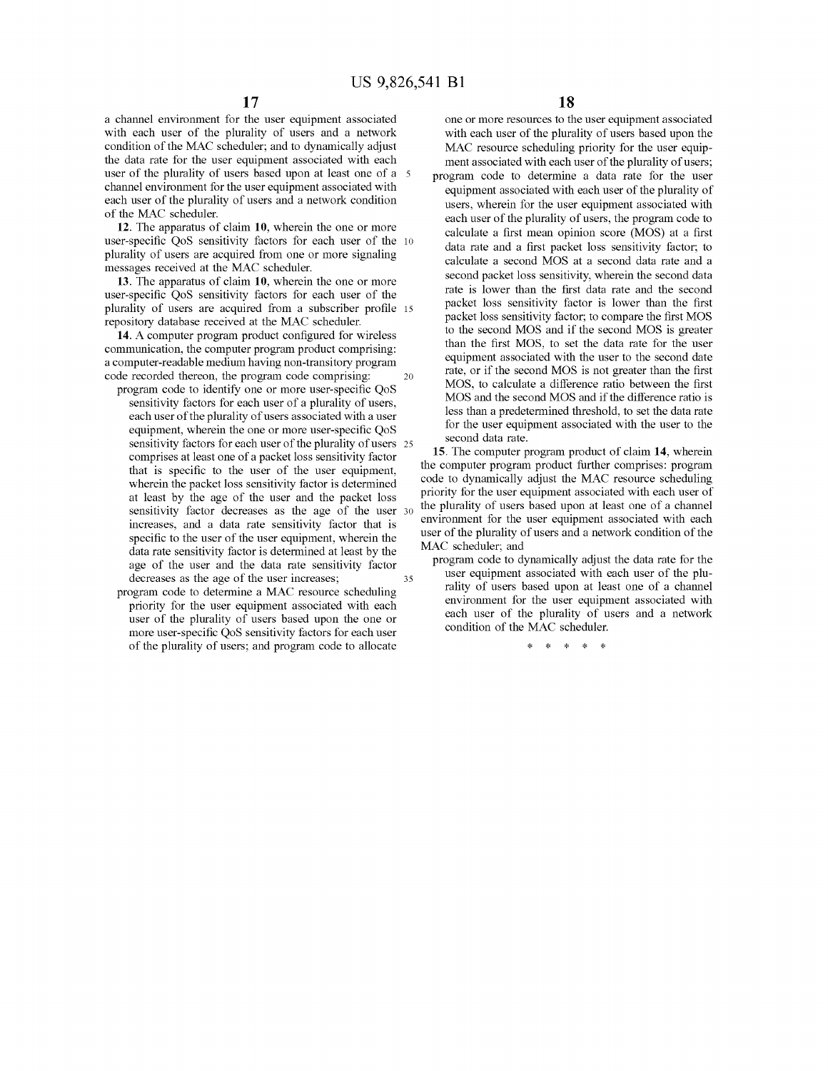a channel environment for the user equipment associated with each user of the plurality of users and a network condition of the MAC scheduler; and to dynamically adjust the data rate for the user equipment associated with each user of the plurality of users based upon at least one of a channel environment for the user equipment associated with each user of the plurality of users and a network condition of the MAC scheduler.

**12.** The apparatus of claim **10**, wherein the one or more user-specific QoS sensitivity factors for each user of the plurality of users are acquired from one or more signaling messages received at the MAC scheduler.

**13.** The apparatus of claim **10**, wherein the one or more user-specific QoS sensitivity factors for each user of the plurality of users are acquired from a subscriber profile repository database received at the MAC scheduler.

**14.** A computer program product configured for wireless communication, the computer program product comprising: a computer-readable medium having non-transitory program code recorded thereon, the program code comprising:

- program code to identify one or more user-specific QoS sensitivity factors for each user of a plurality of users, each user of the plurality of users associated with a user equipment, wherein the one or more user-specific QoS sensitivity factors for each user of the plurality of users comprises at least one of a packet loss sensitivity factor that is specific to the user of the user equipment, wherein the packet loss sensitivity factor is determined at least by the age of the user and the packet loss sensitivity factor decreases as the age of the user increases, and a data rate sensitivity factor that is specific to the user of the user equipment, wherein the data rate sensitivity factor is determined at least by the age of the user and the data rate sensitivity factor decreases as the age of the user increases;
- program code to determine a MAC resource scheduling priority for the user equipment associated with each user of the plurality of users based upon the one or more user-specific QoS sensitivity factors for each user of the plurality of users; and program code to allocate one or more resources to the user equipment associated with each user of the plurality of users based upon the MAC resource scheduling priority for the user equipment associated with each user of the plurality of users;
- program code to determine a data rate for the user equipment associated with each user of the plurality of users, wherein for the user equipment associated with each user of the plurality of users, the program code to calculate a first mean opinion score (MOS) at a first data rate and a first packet loss sensitivity factor; to calculate a second MOS at a second data rate and a second packet loss sensitivity, wherein the second data rate is lower than the first data rate and the second packet loss sensitivity factor is lower than the first packet loss sensitivity factor; to compare the first MOS to the second MOS and if the second MOS is greater than the first MOS, to set the data rate for the user equipment associated with the user to the second date rate, or if the second MOS is not greater than the first MOS, to calculate a difference ratio between the first MOS and the second MOS and if the difference ratio is less than a predetermined threshold, to set the data rate for the user equipment associated with the user to the second data rate.

**15.** The computer program product of claim **14**, wherein the computer program product further comprises: program code to dynamically adjust the MAC resource scheduling priority for the user equipment associated with each user of the plurality of users based upon at least one of a channel environment for the user equipment associated with each user of the plurality of users and a network condition of the MAC scheduler; and

- program code to dynamically adjust the data rate for the user equipment associated with each user of the plurality of users based upon at least one of a channel environment for the user equipment associated with each user of the plurality of users and a network condition of the MAC scheduler.

* * * * *